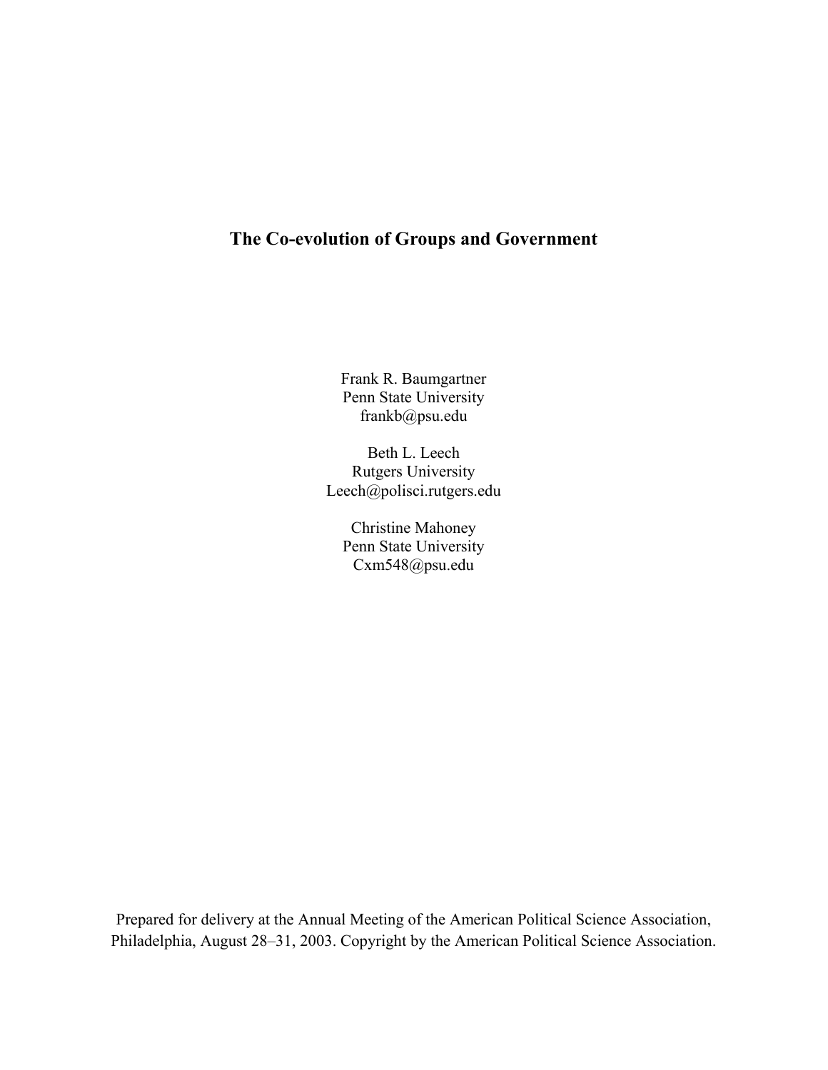# The Co-evolution of Groups and Government

Frank R. Baumgartner
Penn State University
frankb@psu.edu

Beth L. Leech
Rutgers University
Leech@polisci.rutgers.edu

Christine Mahoney
Penn State University
Cxm548@psu.edu

Prepared for delivery at the Annual Meeting of the American Political Science Association, Philadelphia, August 28–31, 2003. Copyright by the American Political Science Association.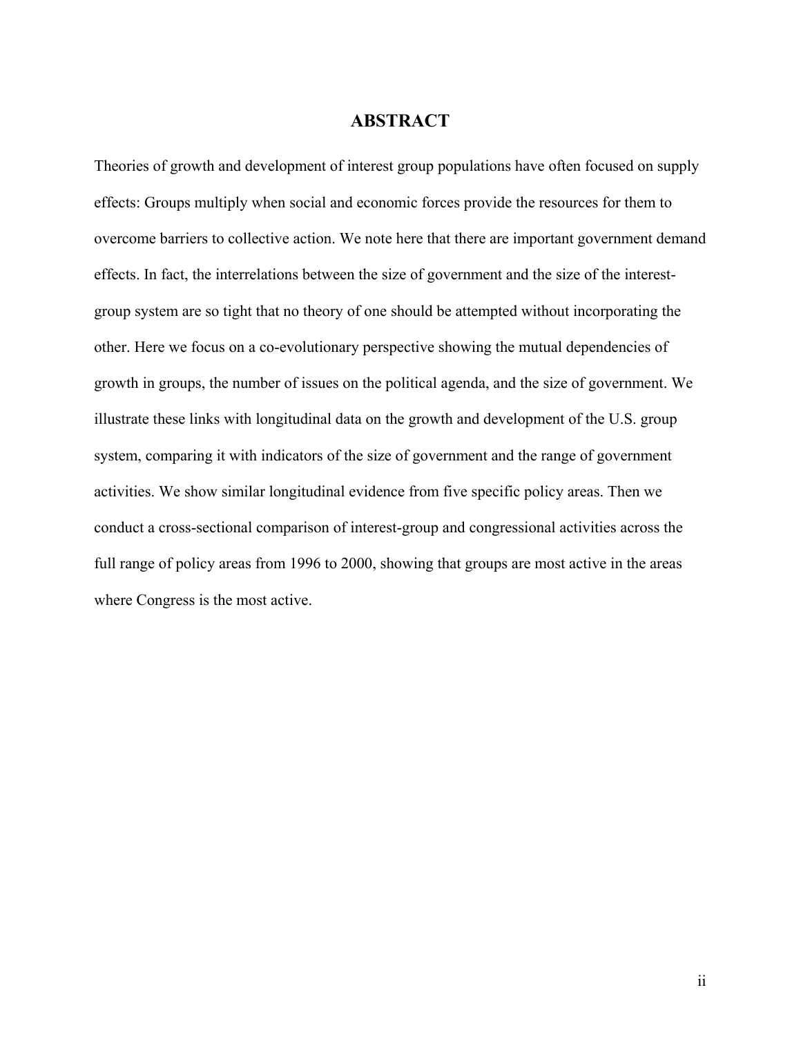# ABSTRACT

Theories of growth and development of interest group populations have often focused on supply effects: Groups multiply when social and economic forces provide the resources for them to overcome barriers to collective action. We note here that there are important government demand effects. In fact, the interrelations between the size of government and the size of the interest-group system are so tight that no theory of one should be attempted without incorporating the other. Here we focus on a co-evolutionary perspective showing the mutual dependencies of growth in groups, the number of issues on the political agenda, and the size of government. We illustrate these links with longitudinal data on the growth and development of the U.S. group system, comparing it with indicators of the size of government and the range of government activities. We show similar longitudinal evidence from five specific policy areas. Then we conduct a cross-sectional comparison of interest-group and congressional activities across the full range of policy areas from 1996 to 2000, showing that groups are most active in the areas where Congress is the most active.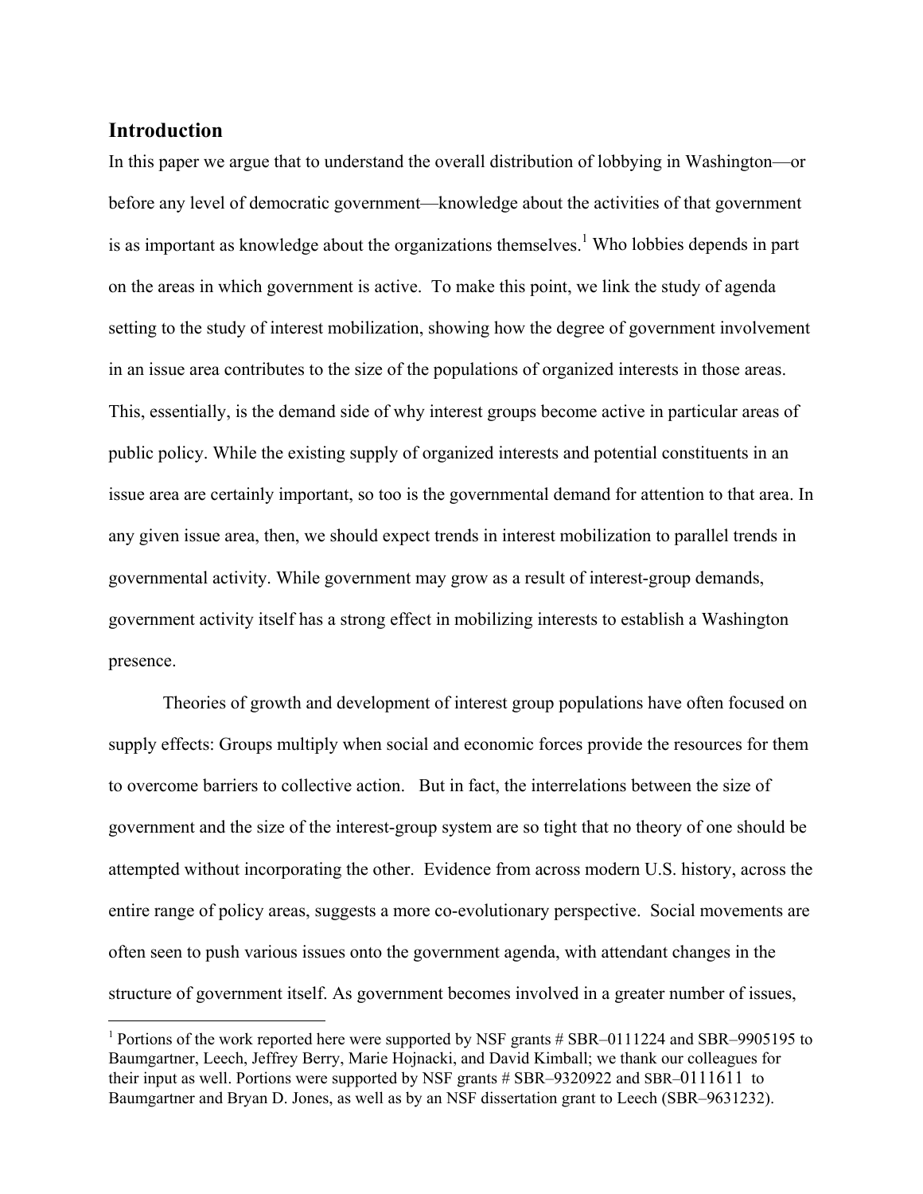## Introduction

In this paper we argue that to understand the overall distribution of lobbying in Washington—or before any level of democratic government—knowledge about the activities of that government is as important as knowledge about the organizations themselves.[1] Who lobbies depends in part on the areas in which government is active. To make this point, we link the study of agenda setting to the study of interest mobilization, showing how the degree of government involvement in an issue area contributes to the size of the populations of organized interests in those areas. This, essentially, is the demand side of why interest groups become active in particular areas of public policy. While the existing supply of organized interests and potential constituents in an issue area are certainly important, so too is the governmental demand for attention to that area. In any given issue area, then, we should expect trends in interest mobilization to parallel trends in governmental activity. While government may grow as a result of interest-group demands, government activity itself has a strong effect in mobilizing interests to establish a Washington presence.

Theories of growth and development of interest group populations have often focused on supply effects: Groups multiply when social and economic forces provide the resources for them to overcome barriers to collective action. But in fact, the interrelations between the size of government and the size of the interest-group system are so tight that no theory of one should be attempted without incorporating the other. Evidence from across modern U.S. history, across the entire range of policy areas, suggests a more co-evolutionary perspective. Social movements are often seen to push various issues onto the government agenda, with attendant changes in the structure of government itself. As government becomes involved in a greater number of issues,

[1] Portions of the work reported here were supported by NSF grants # SBR–0111224 and SBR–9905195 to Baumgartner, Leech, Jeffrey Berry, Marie Hojnacki, and David Kimball; we thank our colleagues for their input as well. Portions were supported by NSF grants # SBR–9320922 and SBR–0111611 to Baumgartner and Bryan D. Jones, as well as by an NSF dissertation grant to Leech (SBR–9631232).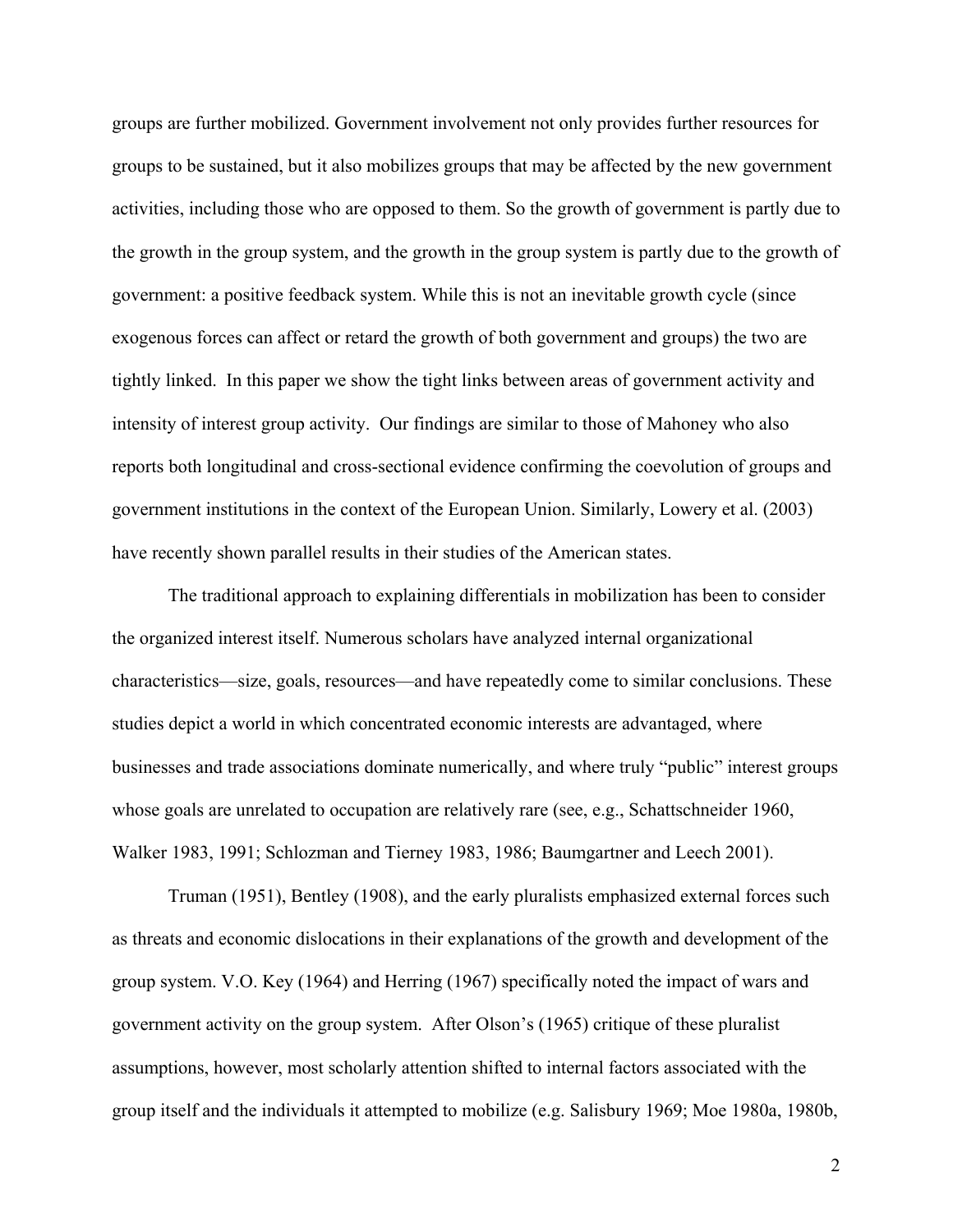groups are further mobilized. Government involvement not only provides further resources for groups to be sustained, but it also mobilizes groups that may be affected by the new government activities, including those who are opposed to them. So the growth of government is partly due to the growth in the group system, and the growth in the group system is partly due to the growth of government: a positive feedback system. While this is not an inevitable growth cycle (since exogenous forces can affect or retard the growth of both government and groups) the two are tightly linked. In this paper we show the tight links between areas of government activity and intensity of interest group activity. Our findings are similar to those of Mahoney who also reports both longitudinal and cross-sectional evidence confirming the coevolution of groups and government institutions in the context of the European Union. Similarly, Lowery et al. (2003) have recently shown parallel results in their studies of the American states.

The traditional approach to explaining differentials in mobilization has been to consider the organized interest itself. Numerous scholars have analyzed internal organizational characteristics—size, goals, resources—and have repeatedly come to similar conclusions. These studies depict a world in which concentrated economic interests are advantaged, where businesses and trade associations dominate numerically, and where truly "public" interest groups whose goals are unrelated to occupation are relatively rare (see, e.g., Schattschneider 1960, Walker 1983, 1991; Schlozman and Tierney 1983, 1986; Baumgartner and Leech 2001).

Truman (1951), Bentley (1908), and the early pluralists emphasized external forces such as threats and economic dislocations in their explanations of the growth and development of the group system. V.O. Key (1964) and Herring (1967) specifically noted the impact of wars and government activity on the group system. After Olson's (1965) critique of these pluralist assumptions, however, most scholarly attention shifted to internal factors associated with the group itself and the individuals it attempted to mobilize (e.g. Salisbury 1969; Moe 1980a, 1980b,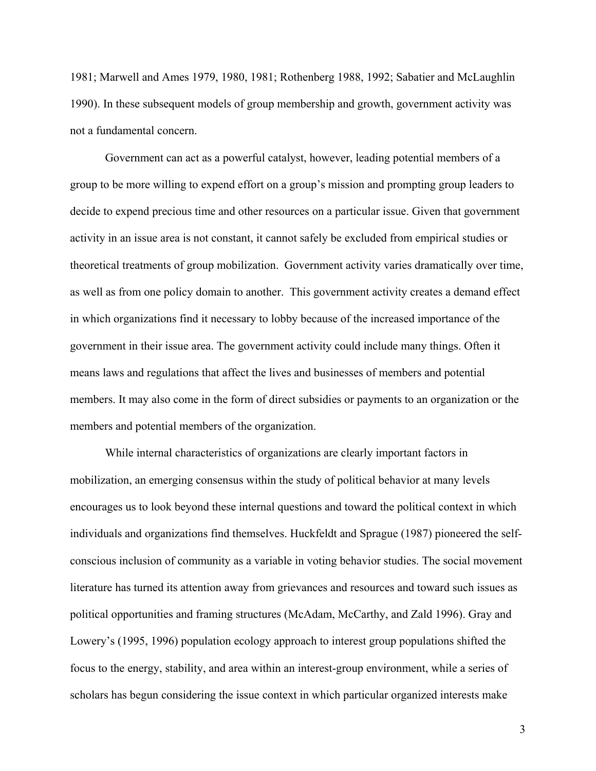1981; Marwell and Ames 1979, 1980, 1981; Rothenberg 1988, 1992; Sabatier and McLaughlin 1990). In these subsequent models of group membership and growth, government activity was not a fundamental concern.

Government can act as a powerful catalyst, however, leading potential members of a group to be more willing to expend effort on a group's mission and prompting group leaders to decide to expend precious time and other resources on a particular issue. Given that government activity in an issue area is not constant, it cannot safely be excluded from empirical studies or theoretical treatments of group mobilization. Government activity varies dramatically over time, as well as from one policy domain to another. This government activity creates a demand effect in which organizations find it necessary to lobby because of the increased importance of the government in their issue area. The government activity could include many things. Often it means laws and regulations that affect the lives and businesses of members and potential members. It may also come in the form of direct subsidies or payments to an organization or the members and potential members of the organization.

While internal characteristics of organizations are clearly important factors in mobilization, an emerging consensus within the study of political behavior at many levels encourages us to look beyond these internal questions and toward the political context in which individuals and organizations find themselves. Huckfeldt and Sprague (1987) pioneered the self-conscious inclusion of community as a variable in voting behavior studies. The social movement literature has turned its attention away from grievances and resources and toward such issues as political opportunities and framing structures (McAdam, McCarthy, and Zald 1996). Gray and Lowery's (1995, 1996) population ecology approach to interest group populations shifted the focus to the energy, stability, and area within an interest-group environment, while a series of scholars has begun considering the issue context in which particular organized interests make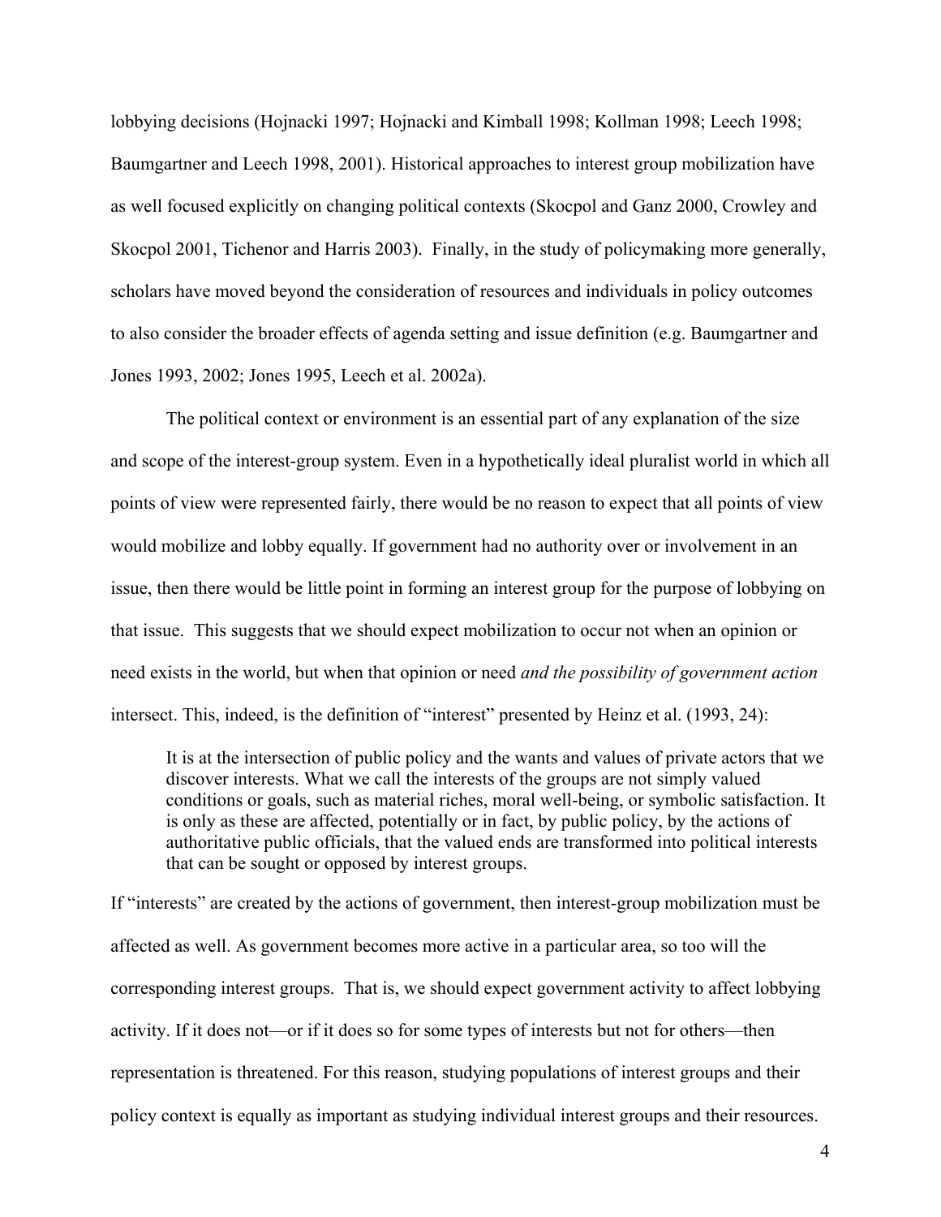lobbying decisions (Hojnacki 1997; Hojnacki and Kimball 1998; Kollman 1998; Leech 1998; Baumgartner and Leech 1998, 2001). Historical approaches to interest group mobilization have as well focused explicitly on changing political contexts (Skocpol and Ganz 2000, Crowley and Skocpol 2001, Tichenor and Harris 2003). Finally, in the study of policymaking more generally, scholars have moved beyond the consideration of resources and individuals in policy outcomes to also consider the broader effects of agenda setting and issue definition (e.g. Baumgartner and Jones 1993, 2002; Jones 1995, Leech et al. 2002a).

The political context or environment is an essential part of any explanation of the size and scope of the interest-group system. Even in a hypothetically ideal pluralist world in which all points of view were represented fairly, there would be no reason to expect that all points of view would mobilize and lobby equally. If government had no authority over or involvement in an issue, then there would be little point in forming an interest group for the purpose of lobbying on that issue. This suggests that we should expect mobilization to occur not when an opinion or need exists in the world, but when that opinion or need *and the possibility of government action* intersect. This, indeed, is the definition of "interest" presented by Heinz et al. (1993, 24):

> It is at the intersection of public policy and the wants and values of private actors that we discover interests. What we call the interests of the groups are not simply valued conditions or goals, such as material riches, moral well-being, or symbolic satisfaction. It is only as these are affected, potentially or in fact, by public policy, by the actions of authoritative public officials, that the valued ends are transformed into political interests that can be sought or opposed by interest groups.

If "interests" are created by the actions of government, then interest-group mobilization must be affected as well. As government becomes more active in a particular area, so too will the corresponding interest groups. That is, we should expect government activity to affect lobbying activity. If it does not—or if it does so for some types of interests but not for others—then representation is threatened. For this reason, studying populations of interest groups and their policy context is equally as important as studying individual interest groups and their resources.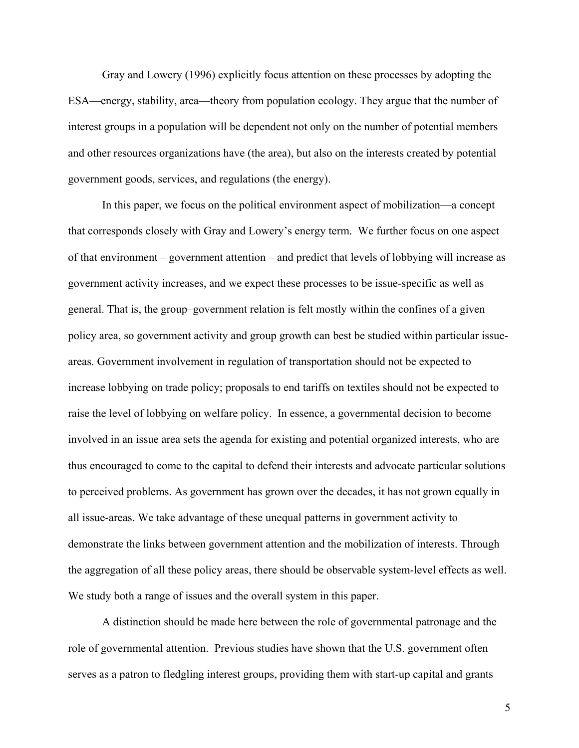Gray and Lowery (1996) explicitly focus attention on these processes by adopting the ESA—energy, stability, area—theory from population ecology. They argue that the number of interest groups in a population will be dependent not only on the number of potential members and other resources organizations have (the area), but also on the interests created by potential government goods, services, and regulations (the energy).

In this paper, we focus on the political environment aspect of mobilization—a concept that corresponds closely with Gray and Lowery's energy term. We further focus on one aspect of that environment – government attention – and predict that levels of lobbying will increase as government activity increases, and we expect these processes to be issue-specific as well as general. That is, the group–government relation is felt mostly within the confines of a given policy area, so government activity and group growth can best be studied within particular issue-areas. Government involvement in regulation of transportation should not be expected to increase lobbying on trade policy; proposals to end tariffs on textiles should not be expected to raise the level of lobbying on welfare policy. In essence, a governmental decision to become involved in an issue area sets the agenda for existing and potential organized interests, who are thus encouraged to come to the capital to defend their interests and advocate particular solutions to perceived problems. As government has grown over the decades, it has not grown equally in all issue-areas. We take advantage of these unequal patterns in government activity to demonstrate the links between government attention and the mobilization of interests. Through the aggregation of all these policy areas, there should be observable system-level effects as well. We study both a range of issues and the overall system in this paper.

A distinction should be made here between the role of governmental patronage and the role of governmental attention. Previous studies have shown that the U.S. government often serves as a patron to fledgling interest groups, providing them with start-up capital and grants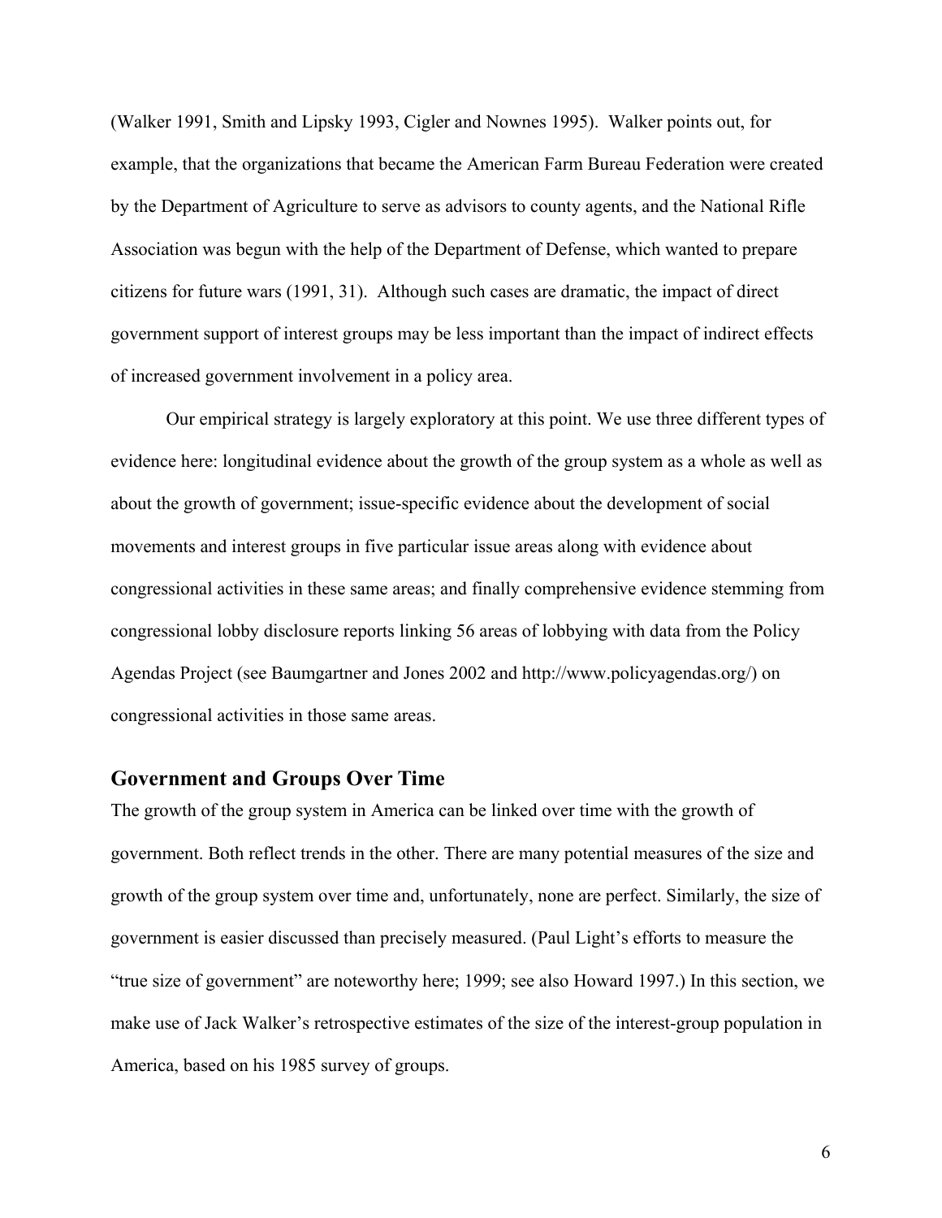(Walker 1991, Smith and Lipsky 1993, Cigler and Nownes 1995). Walker points out, for example, that the organizations that became the American Farm Bureau Federation were created by the Department of Agriculture to serve as advisors to county agents, and the National Rifle Association was begun with the help of the Department of Defense, which wanted to prepare citizens for future wars (1991, 31). Although such cases are dramatic, the impact of direct government support of interest groups may be less important than the impact of indirect effects of increased government involvement in a policy area.

Our empirical strategy is largely exploratory at this point. We use three different types of evidence here: longitudinal evidence about the growth of the group system as a whole as well as about the growth of government; issue-specific evidence about the development of social movements and interest groups in five particular issue areas along with evidence about congressional activities in these same areas; and finally comprehensive evidence stemming from congressional lobby disclosure reports linking 56 areas of lobbying with data from the Policy Agendas Project (see Baumgartner and Jones 2002 and http://www.policyagendas.org/) on congressional activities in those same areas.

## Government and Groups Over Time

The growth of the group system in America can be linked over time with the growth of government. Both reflect trends in the other. There are many potential measures of the size and growth of the group system over time and, unfortunately, none are perfect. Similarly, the size of government is easier discussed than precisely measured. (Paul Light's efforts to measure the "true size of government" are noteworthy here; 1999; see also Howard 1997.) In this section, we make use of Jack Walker's retrospective estimates of the size of the interest-group population in America, based on his 1985 survey of groups.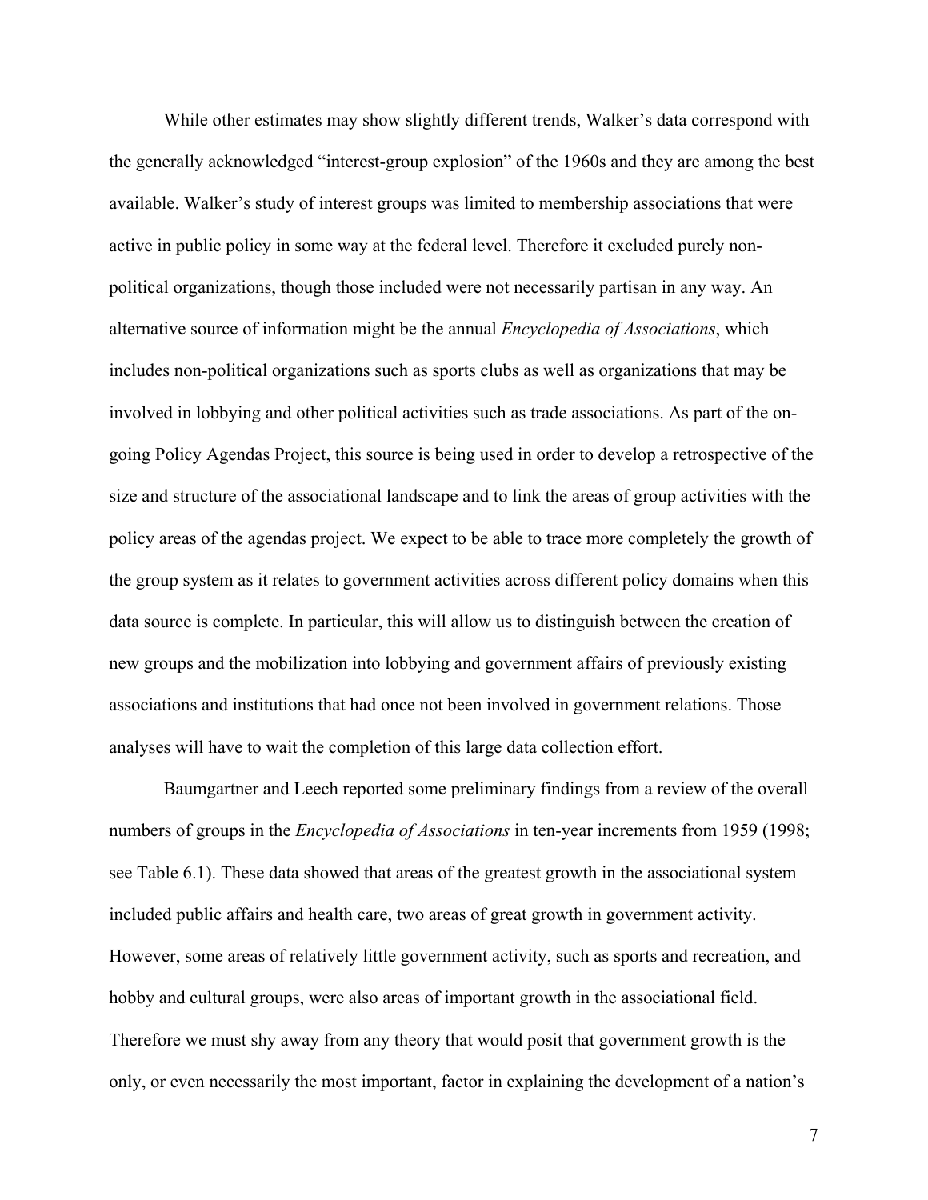While other estimates may show slightly different trends, Walker's data correspond with the generally acknowledged "interest-group explosion" of the 1960s and they are among the best available. Walker's study of interest groups was limited to membership associations that were active in public policy in some way at the federal level. Therefore it excluded purely non-political organizations, though those included were not necessarily partisan in any way. An alternative source of information might be the annual *Encyclopedia of Associations*, which includes non-political organizations such as sports clubs as well as organizations that may be involved in lobbying and other political activities such as trade associations. As part of the on-going Policy Agendas Project, this source is being used in order to develop a retrospective of the size and structure of the associational landscape and to link the areas of group activities with the policy areas of the agendas project. We expect to be able to trace more completely the growth of the group system as it relates to government activities across different policy domains when this data source is complete. In particular, this will allow us to distinguish between the creation of new groups and the mobilization into lobbying and government affairs of previously existing associations and institutions that had once not been involved in government relations. Those analyses will have to wait the completion of this large data collection effort.

Baumgartner and Leech reported some preliminary findings from a review of the overall numbers of groups in the *Encyclopedia of Associations* in ten-year increments from 1959 (1998; see Table 6.1). These data showed that areas of the greatest growth in the associational system included public affairs and health care, two areas of great growth in government activity. However, some areas of relatively little government activity, such as sports and recreation, and hobby and cultural groups, were also areas of important growth in the associational field. Therefore we must shy away from any theory that would posit that government growth is the only, or even necessarily the most important, factor in explaining the development of a nation's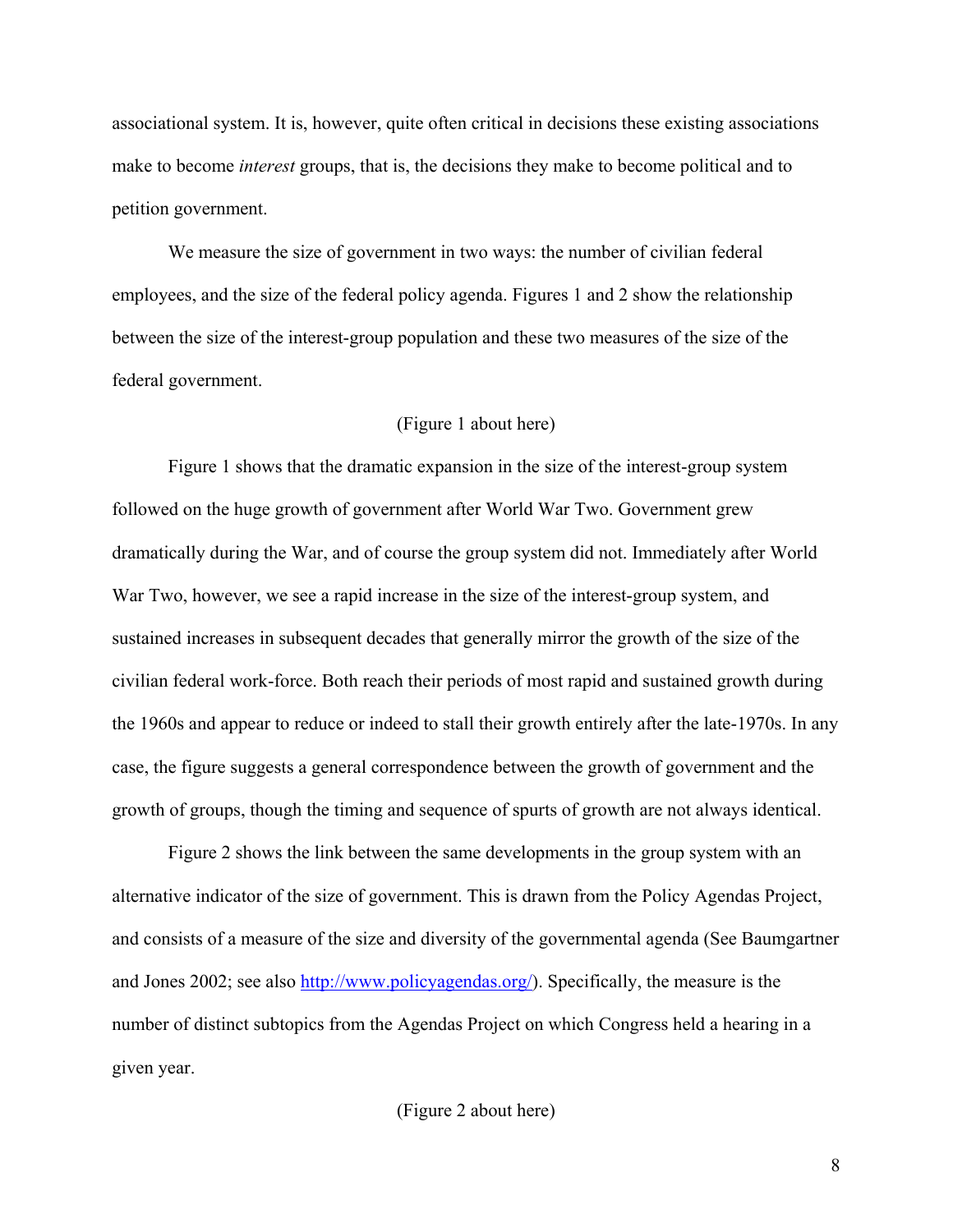associational system. It is, however, quite often critical in decisions these existing associations make to become *interest* groups, that is, the decisions they make to become political and to petition government.

We measure the size of government in two ways: the number of civilian federal employees, and the size of the federal policy agenda. Figures 1 and 2 show the relationship between the size of the interest-group population and these two measures of the size of the federal government.

(Figure 1 about here)

Figure 1 shows that the dramatic expansion in the size of the interest-group system followed on the huge growth of government after World War Two. Government grew dramatically during the War, and of course the group system did not. Immediately after World War Two, however, we see a rapid increase in the size of the interest-group system, and sustained increases in subsequent decades that generally mirror the growth of the size of the civilian federal work-force. Both reach their periods of most rapid and sustained growth during the 1960s and appear to reduce or indeed to stall their growth entirely after the late-1970s. In any case, the figure suggests a general correspondence between the growth of government and the growth of groups, though the timing and sequence of spurts of growth are not always identical.

Figure 2 shows the link between the same developments in the group system with an alternative indicator of the size of government. This is drawn from the Policy Agendas Project, and consists of a measure of the size and diversity of the governmental agenda (See Baumgartner and Jones 2002; see also http://www.policyagendas.org/). Specifically, the measure is the number of distinct subtopics from the Agendas Project on which Congress held a hearing in a given year.

(Figure 2 about here)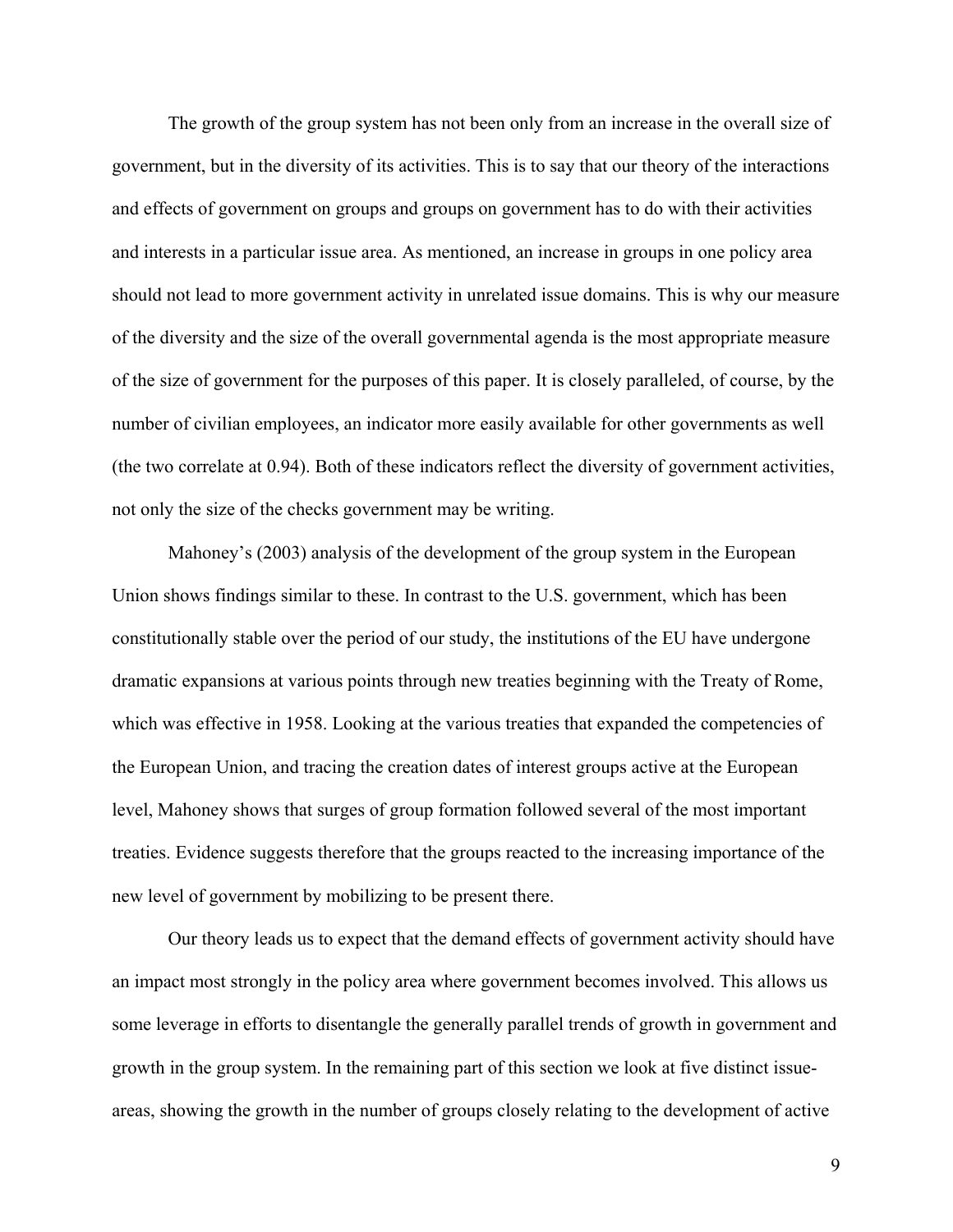The growth of the group system has not been only from an increase in the overall size of government, but in the diversity of its activities. This is to say that our theory of the interactions and effects of government on groups and groups on government has to do with their activities and interests in a particular issue area. As mentioned, an increase in groups in one policy area should not lead to more government activity in unrelated issue domains. This is why our measure of the diversity and the size of the overall governmental agenda is the most appropriate measure of the size of government for the purposes of this paper. It is closely paralleled, of course, by the number of civilian employees, an indicator more easily available for other governments as well (the two correlate at 0.94). Both of these indicators reflect the diversity of government activities, not only the size of the checks government may be writing.

Mahoney's (2003) analysis of the development of the group system in the European Union shows findings similar to these. In contrast to the U.S. government, which has been constitutionally stable over the period of our study, the institutions of the EU have undergone dramatic expansions at various points through new treaties beginning with the Treaty of Rome, which was effective in 1958. Looking at the various treaties that expanded the competencies of the European Union, and tracing the creation dates of interest groups active at the European level, Mahoney shows that surges of group formation followed several of the most important treaties. Evidence suggests therefore that the groups reacted to the increasing importance of the new level of government by mobilizing to be present there.

Our theory leads us to expect that the demand effects of government activity should have an impact most strongly in the policy area where government becomes involved. This allows us some leverage in efforts to disentangle the generally parallel trends of growth in government and growth in the group system. In the remaining part of this section we look at five distinct issue-areas, showing the growth in the number of groups closely relating to the development of active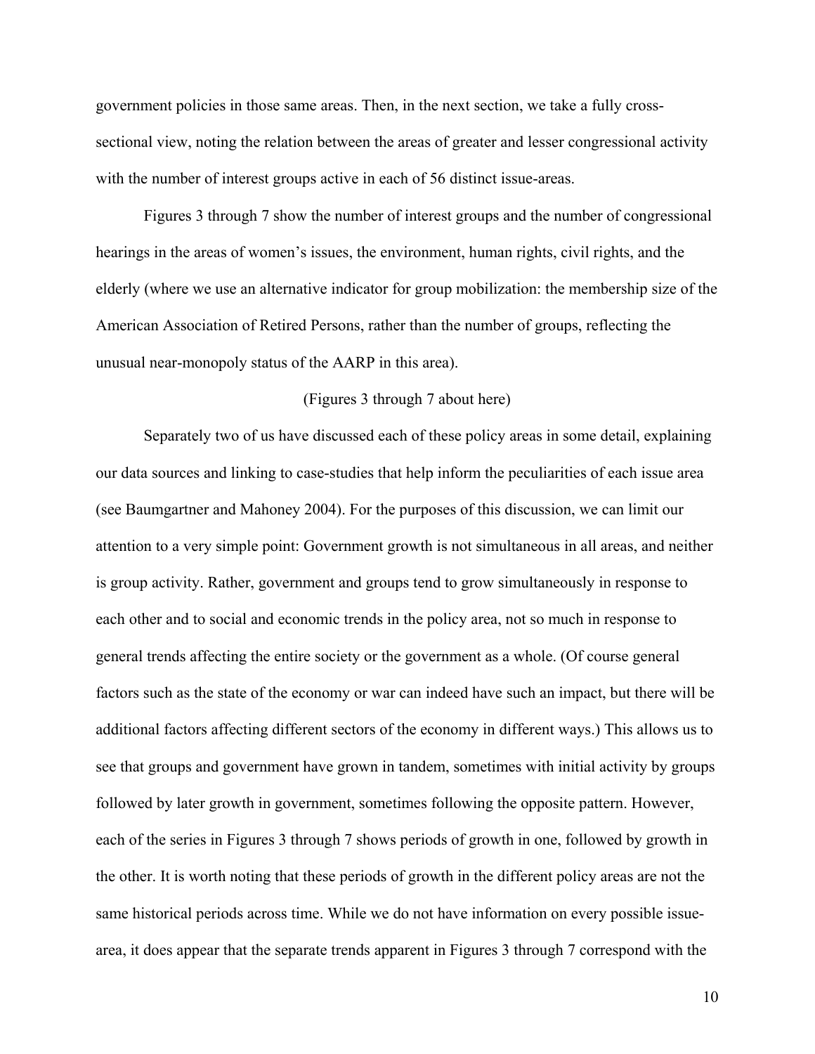government policies in those same areas. Then, in the next section, we take a fully cross-sectional view, noting the relation between the areas of greater and lesser congressional activity with the number of interest groups active in each of 56 distinct issue-areas.

Figures 3 through 7 show the number of interest groups and the number of congressional hearings in the areas of women's issues, the environment, human rights, civil rights, and the elderly (where we use an alternative indicator for group mobilization: the membership size of the American Association of Retired Persons, rather than the number of groups, reflecting the unusual near-monopoly status of the AARP in this area).

(Figures 3 through 7 about here)

Separately two of us have discussed each of these policy areas in some detail, explaining our data sources and linking to case-studies that help inform the peculiarities of each issue area (see Baumgartner and Mahoney 2004). For the purposes of this discussion, we can limit our attention to a very simple point: Government growth is not simultaneous in all areas, and neither is group activity. Rather, government and groups tend to grow simultaneously in response to each other and to social and economic trends in the policy area, not so much in response to general trends affecting the entire society or the government as a whole. (Of course general factors such as the state of the economy or war can indeed have such an impact, but there will be additional factors affecting different sectors of the economy in different ways.) This allows us to see that groups and government have grown in tandem, sometimes with initial activity by groups followed by later growth in government, sometimes following the opposite pattern. However, each of the series in Figures 3 through 7 shows periods of growth in one, followed by growth in the other. It is worth noting that these periods of growth in the different policy areas are not the same historical periods across time. While we do not have information on every possible issue-area, it does appear that the separate trends apparent in Figures 3 through 7 correspond with the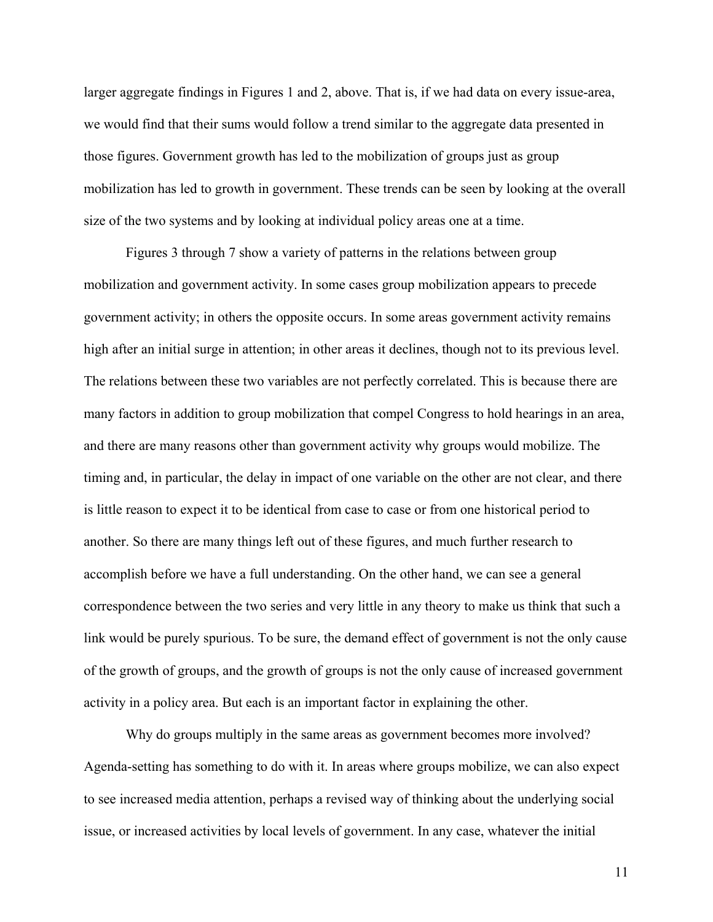larger aggregate findings in Figures 1 and 2, above. That is, if we had data on every issue-area, we would find that their sums would follow a trend similar to the aggregate data presented in those figures. Government growth has led to the mobilization of groups just as group mobilization has led to growth in government. These trends can be seen by looking at the overall size of the two systems and by looking at individual policy areas one at a time.

Figures 3 through 7 show a variety of patterns in the relations between group mobilization and government activity. In some cases group mobilization appears to precede government activity; in others the opposite occurs. In some areas government activity remains high after an initial surge in attention; in other areas it declines, though not to its previous level. The relations between these two variables are not perfectly correlated. This is because there are many factors in addition to group mobilization that compel Congress to hold hearings in an area, and there are many reasons other than government activity why groups would mobilize. The timing and, in particular, the delay in impact of one variable on the other are not clear, and there is little reason to expect it to be identical from case to case or from one historical period to another. So there are many things left out of these figures, and much further research to accomplish before we have a full understanding. On the other hand, we can see a general correspondence between the two series and very little in any theory to make us think that such a link would be purely spurious. To be sure, the demand effect of government is not the only cause of the growth of groups, and the growth of groups is not the only cause of increased government activity in a policy area. But each is an important factor in explaining the other.

Why do groups multiply in the same areas as government becomes more involved? Agenda-setting has something to do with it. In areas where groups mobilize, we can also expect to see increased media attention, perhaps a revised way of thinking about the underlying social issue, or increased activities by local levels of government. In any case, whatever the initial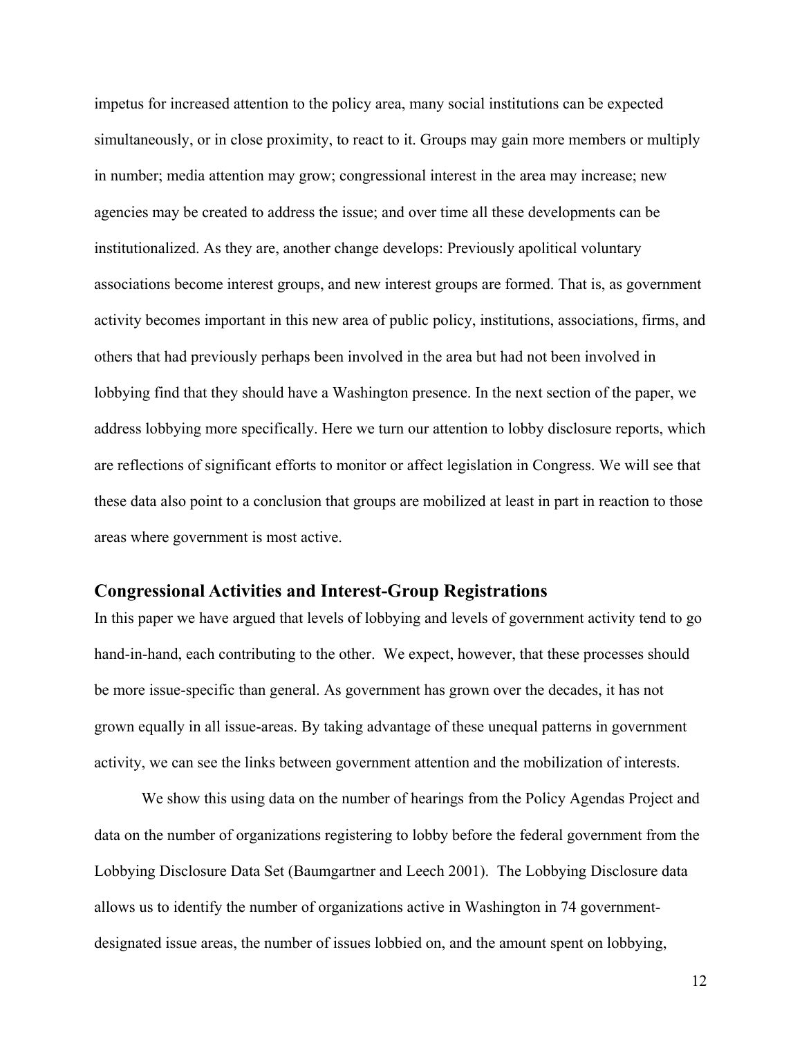impetus for increased attention to the policy area, many social institutions can be expected simultaneously, or in close proximity, to react to it. Groups may gain more members or multiply in number; media attention may grow; congressional interest in the area may increase; new agencies may be created to address the issue; and over time all these developments can be institutionalized. As they are, another change develops: Previously apolitical voluntary associations become interest groups, and new interest groups are formed. That is, as government activity becomes important in this new area of public policy, institutions, associations, firms, and others that had previously perhaps been involved in the area but had not been involved in lobbying find that they should have a Washington presence. In the next section of the paper, we address lobbying more specifically. Here we turn our attention to lobby disclosure reports, which are reflections of significant efforts to monitor or affect legislation in Congress. We will see that these data also point to a conclusion that groups are mobilized at least in part in reaction to those areas where government is most active.

## Congressional Activities and Interest-Group Registrations

In this paper we have argued that levels of lobbying and levels of government activity tend to go hand-in-hand, each contributing to the other. We expect, however, that these processes should be more issue-specific than general. As government has grown over the decades, it has not grown equally in all issue-areas. By taking advantage of these unequal patterns in government activity, we can see the links between government attention and the mobilization of interests.

We show this using data on the number of hearings from the Policy Agendas Project and data on the number of organizations registering to lobby before the federal government from the Lobbying Disclosure Data Set (Baumgartner and Leech 2001). The Lobbying Disclosure data allows us to identify the number of organizations active in Washington in 74 government-designated issue areas, the number of issues lobbied on, and the amount spent on lobbying,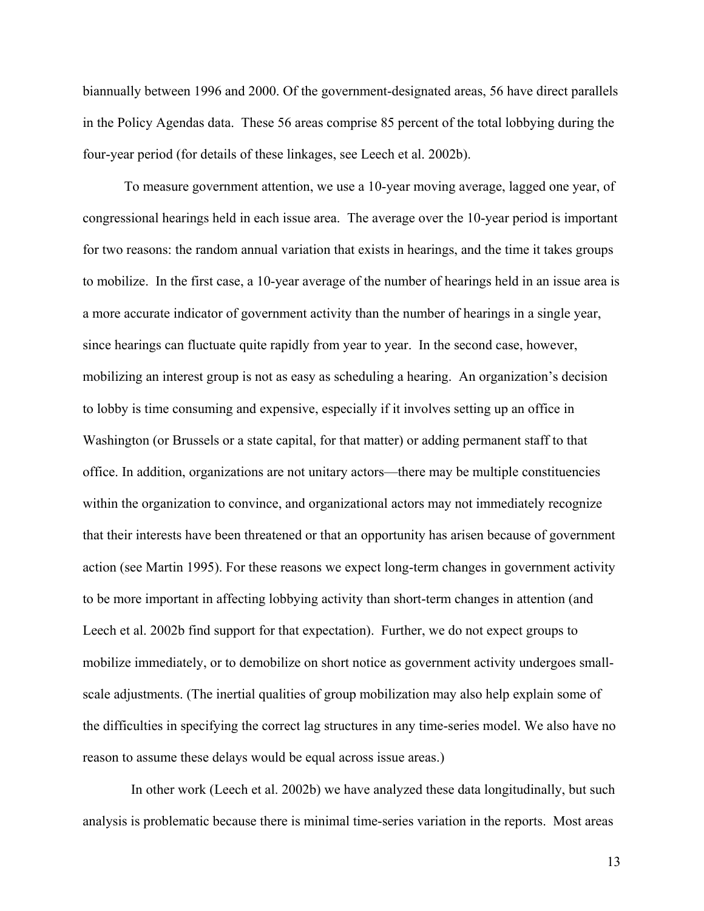biannually between 1996 and 2000. Of the government-designated areas, 56 have direct parallels in the Policy Agendas data. These 56 areas comprise 85 percent of the total lobbying during the four-year period (for details of these linkages, see Leech et al. 2002b).

To measure government attention, we use a 10-year moving average, lagged one year, of congressional hearings held in each issue area. The average over the 10-year period is important for two reasons: the random annual variation that exists in hearings, and the time it takes groups to mobilize. In the first case, a 10-year average of the number of hearings held in an issue area is a more accurate indicator of government activity than the number of hearings in a single year, since hearings can fluctuate quite rapidly from year to year. In the second case, however, mobilizing an interest group is not as easy as scheduling a hearing. An organization's decision to lobby is time consuming and expensive, especially if it involves setting up an office in Washington (or Brussels or a state capital, for that matter) or adding permanent staff to that office. In addition, organizations are not unitary actors—there may be multiple constituencies within the organization to convince, and organizational actors may not immediately recognize that their interests have been threatened or that an opportunity has arisen because of government action (see Martin 1995). For these reasons we expect long-term changes in government activity to be more important in affecting lobbying activity than short-term changes in attention (and Leech et al. 2002b find support for that expectation). Further, we do not expect groups to mobilize immediately, or to demobilize on short notice as government activity undergoes small-scale adjustments. (The inertial qualities of group mobilization may also help explain some of the difficulties in specifying the correct lag structures in any time-series model. We also have no reason to assume these delays would be equal across issue areas.)

In other work (Leech et al. 2002b) we have analyzed these data longitudinally, but such analysis is problematic because there is minimal time-series variation in the reports. Most areas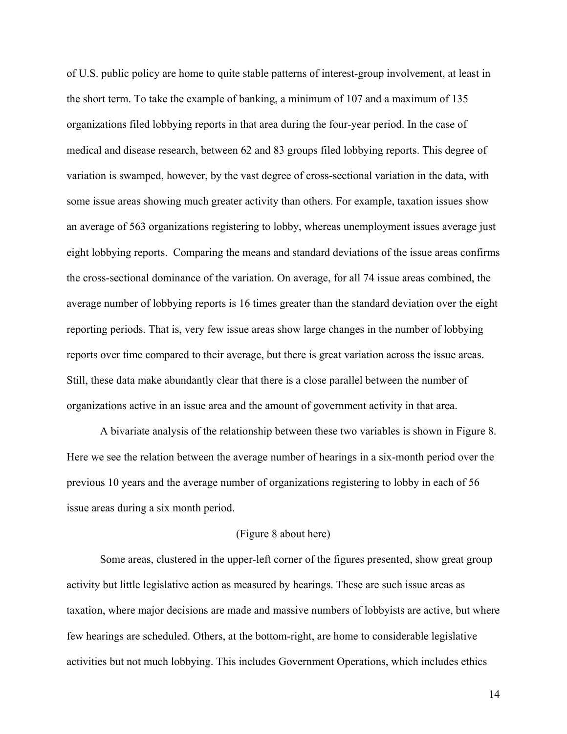of U.S. public policy are home to quite stable patterns of interest-group involvement, at least in the short term. To take the example of banking, a minimum of 107 and a maximum of 135 organizations filed lobbying reports in that area during the four-year period. In the case of medical and disease research, between 62 and 83 groups filed lobbying reports. This degree of variation is swamped, however, by the vast degree of cross-sectional variation in the data, with some issue areas showing much greater activity than others. For example, taxation issues show an average of 563 organizations registering to lobby, whereas unemployment issues average just eight lobbying reports. Comparing the means and standard deviations of the issue areas confirms the cross-sectional dominance of the variation. On average, for all 74 issue areas combined, the average number of lobbying reports is 16 times greater than the standard deviation over the eight reporting periods. That is, very few issue areas show large changes in the number of lobbying reports over time compared to their average, but there is great variation across the issue areas. Still, these data make abundantly clear that there is a close parallel between the number of organizations active in an issue area and the amount of government activity in that area.

A bivariate analysis of the relationship between these two variables is shown in Figure 8. Here we see the relation between the average number of hearings in a six-month period over the previous 10 years and the average number of organizations registering to lobby in each of 56 issue areas during a six month period.

(Figure 8 about here)

Some areas, clustered in the upper-left corner of the figures presented, show great group activity but little legislative action as measured by hearings. These are such issue areas as taxation, where major decisions are made and massive numbers of lobbyists are active, but where few hearings are scheduled. Others, at the bottom-right, are home to considerable legislative activities but not much lobbying. This includes Government Operations, which includes ethics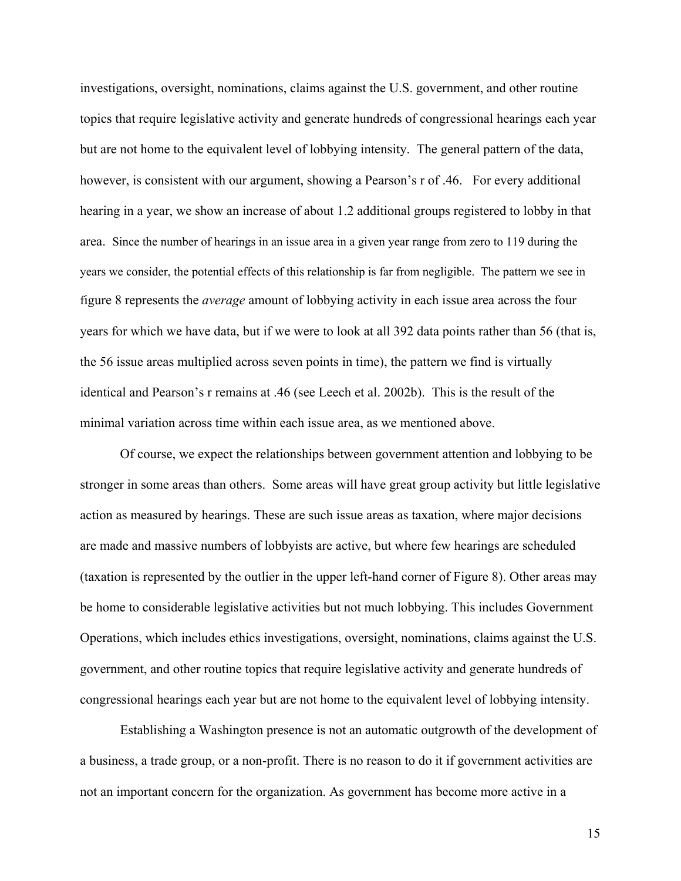investigations, oversight, nominations, claims against the U.S. government, and other routine topics that require legislative activity and generate hundreds of congressional hearings each year but are not home to the equivalent level of lobbying intensity. The general pattern of the data, however, is consistent with our argument, showing a Pearson's r of .46. For every additional hearing in a year, we show an increase of about 1.2 additional groups registered to lobby in that area. Since the number of hearings in an issue area in a given year range from zero to 119 during the years we consider, the potential effects of this relationship is far from negligible. The pattern we see in figure 8 represents the *average* amount of lobbying activity in each issue area across the four years for which we have data, but if we were to look at all 392 data points rather than 56 (that is, the 56 issue areas multiplied across seven points in time), the pattern we find is virtually identical and Pearson's r remains at .46 (see Leech et al. 2002b). This is the result of the minimal variation across time within each issue area, as we mentioned above.

Of course, we expect the relationships between government attention and lobbying to be stronger in some areas than others. Some areas will have great group activity but little legislative action as measured by hearings. These are such issue areas as taxation, where major decisions are made and massive numbers of lobbyists are active, but where few hearings are scheduled (taxation is represented by the outlier in the upper left-hand corner of Figure 8). Other areas may be home to considerable legislative activities but not much lobbying. This includes Government Operations, which includes ethics investigations, oversight, nominations, claims against the U.S. government, and other routine topics that require legislative activity and generate hundreds of congressional hearings each year but are not home to the equivalent level of lobbying intensity.

Establishing a Washington presence is not an automatic outgrowth of the development of a business, a trade group, or a non-profit. There is no reason to do it if government activities are not an important concern for the organization. As government has become more active in a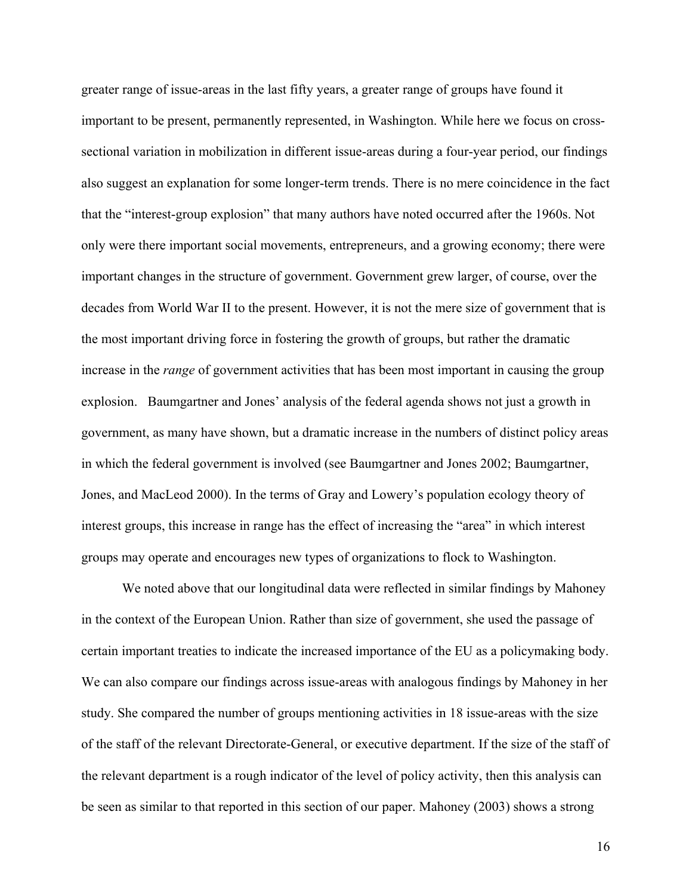greater range of issue-areas in the last fifty years, a greater range of groups have found it important to be present, permanently represented, in Washington. While here we focus on cross-sectional variation in mobilization in different issue-areas during a four-year period, our findings also suggest an explanation for some longer-term trends. There is no mere coincidence in the fact that the "interest-group explosion" that many authors have noted occurred after the 1960s. Not only were there important social movements, entrepreneurs, and a growing economy; there were important changes in the structure of government. Government grew larger, of course, over the decades from World War II to the present. However, it is not the mere size of government that is the most important driving force in fostering the growth of groups, but rather the dramatic increase in the *range* of government activities that has been most important in causing the group explosion. Baumgartner and Jones' analysis of the federal agenda shows not just a growth in government, as many have shown, but a dramatic increase in the numbers of distinct policy areas in which the federal government is involved (see Baumgartner and Jones 2002; Baumgartner, Jones, and MacLeod 2000). In the terms of Gray and Lowery's population ecology theory of interest groups, this increase in range has the effect of increasing the "area" in which interest groups may operate and encourages new types of organizations to flock to Washington.

We noted above that our longitudinal data were reflected in similar findings by Mahoney in the context of the European Union. Rather than size of government, she used the passage of certain important treaties to indicate the increased importance of the EU as a policymaking body. We can also compare our findings across issue-areas with analogous findings by Mahoney in her study. She compared the number of groups mentioning activities in 18 issue-areas with the size of the staff of the relevant Directorate-General, or executive department. If the size of the staff of the relevant department is a rough indicator of the level of policy activity, then this analysis can be seen as similar to that reported in this section of our paper. Mahoney (2003) shows a strong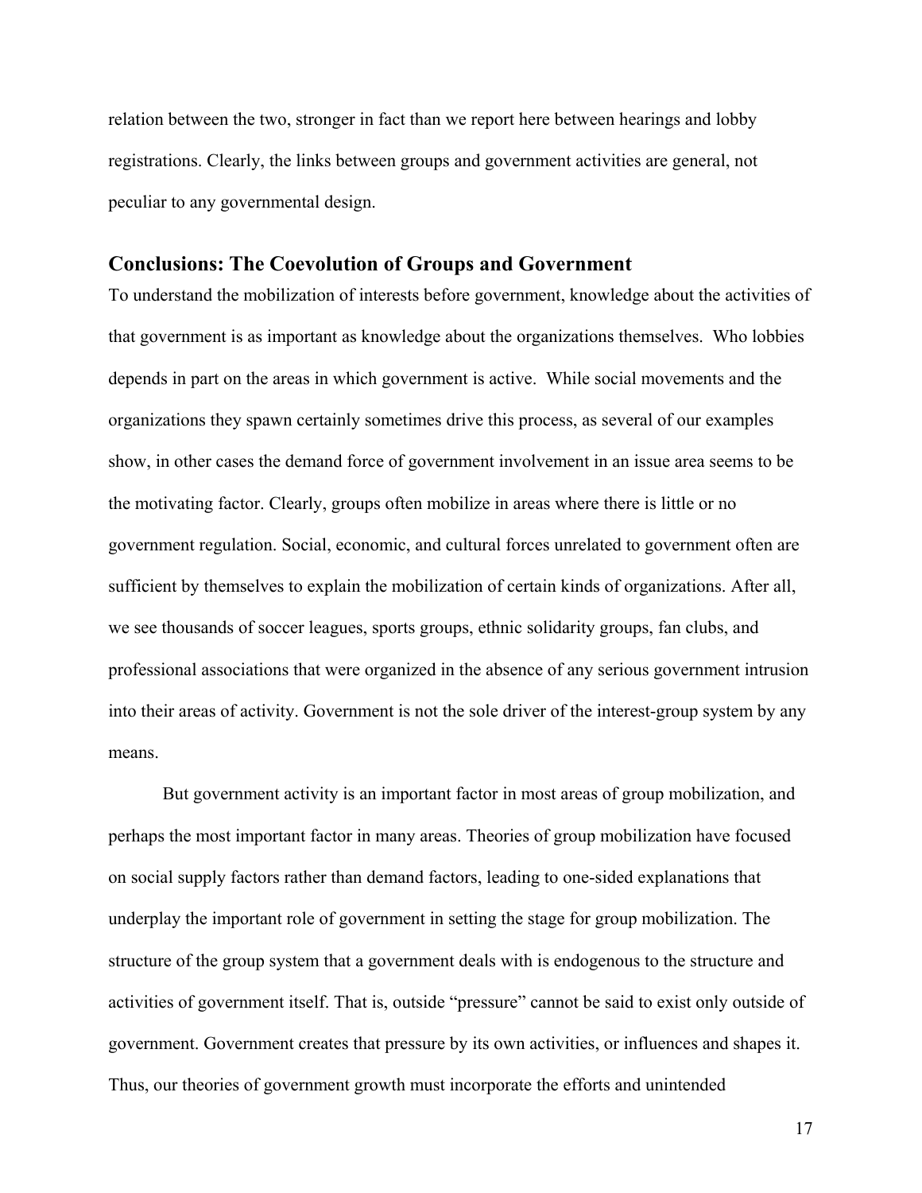relation between the two, stronger in fact than we report here between hearings and lobby registrations. Clearly, the links between groups and government activities are general, not peculiar to any governmental design.

## Conclusions: The Coevolution of Groups and Government

To understand the mobilization of interests before government, knowledge about the activities of that government is as important as knowledge about the organizations themselves. Who lobbies depends in part on the areas in which government is active. While social movements and the organizations they spawn certainly sometimes drive this process, as several of our examples show, in other cases the demand force of government involvement in an issue area seems to be the motivating factor. Clearly, groups often mobilize in areas where there is little or no government regulation. Social, economic, and cultural forces unrelated to government often are sufficient by themselves to explain the mobilization of certain kinds of organizations. After all, we see thousands of soccer leagues, sports groups, ethnic solidarity groups, fan clubs, and professional associations that were organized in the absence of any serious government intrusion into their areas of activity. Government is not the sole driver of the interest-group system by any means.

But government activity is an important factor in most areas of group mobilization, and perhaps the most important factor in many areas. Theories of group mobilization have focused on social supply factors rather than demand factors, leading to one-sided explanations that underplay the important role of government in setting the stage for group mobilization. The structure of the group system that a government deals with is endogenous to the structure and activities of government itself. That is, outside "pressure" cannot be said to exist only outside of government. Government creates that pressure by its own activities, or influences and shapes it. Thus, our theories of government growth must incorporate the efforts and unintended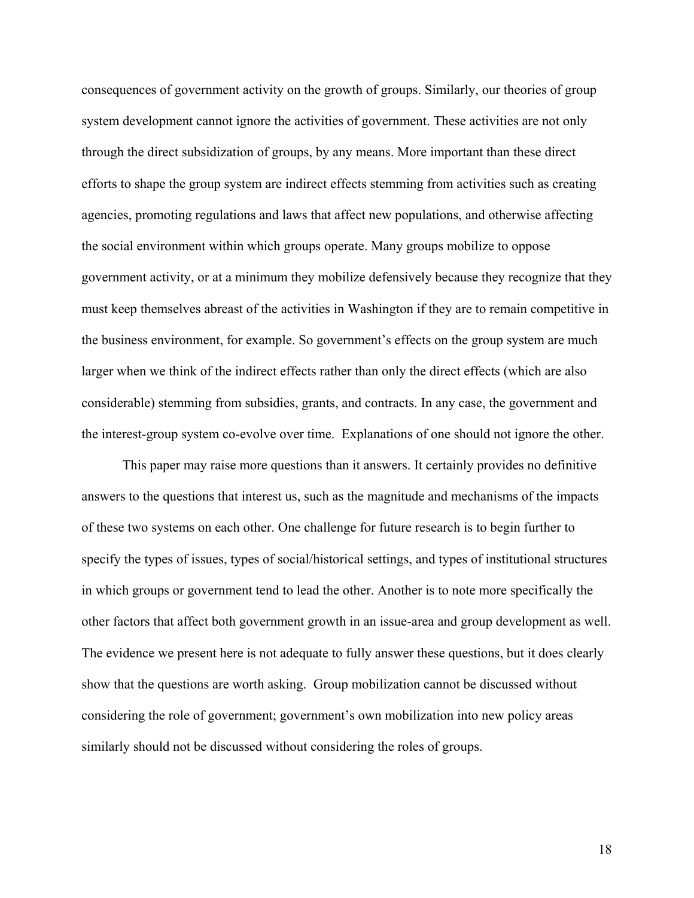consequences of government activity on the growth of groups. Similarly, our theories of group system development cannot ignore the activities of government. These activities are not only through the direct subsidization of groups, by any means. More important than these direct efforts to shape the group system are indirect effects stemming from activities such as creating agencies, promoting regulations and laws that affect new populations, and otherwise affecting the social environment within which groups operate. Many groups mobilize to oppose government activity, or at a minimum they mobilize defensively because they recognize that they must keep themselves abreast of the activities in Washington if they are to remain competitive in the business environment, for example. So government's effects on the group system are much larger when we think of the indirect effects rather than only the direct effects (which are also considerable) stemming from subsidies, grants, and contracts. In any case, the government and the interest-group system co-evolve over time. Explanations of one should not ignore the other.

This paper may raise more questions than it answers. It certainly provides no definitive answers to the questions that interest us, such as the magnitude and mechanisms of the impacts of these two systems on each other. One challenge for future research is to begin further to specify the types of issues, types of social/historical settings, and types of institutional structures in which groups or government tend to lead the other. Another is to note more specifically the other factors that affect both government growth in an issue-area and group development as well. The evidence we present here is not adequate to fully answer these questions, but it does clearly show that the questions are worth asking. Group mobilization cannot be discussed without considering the role of government; government's own mobilization into new policy areas similarly should not be discussed without considering the roles of groups.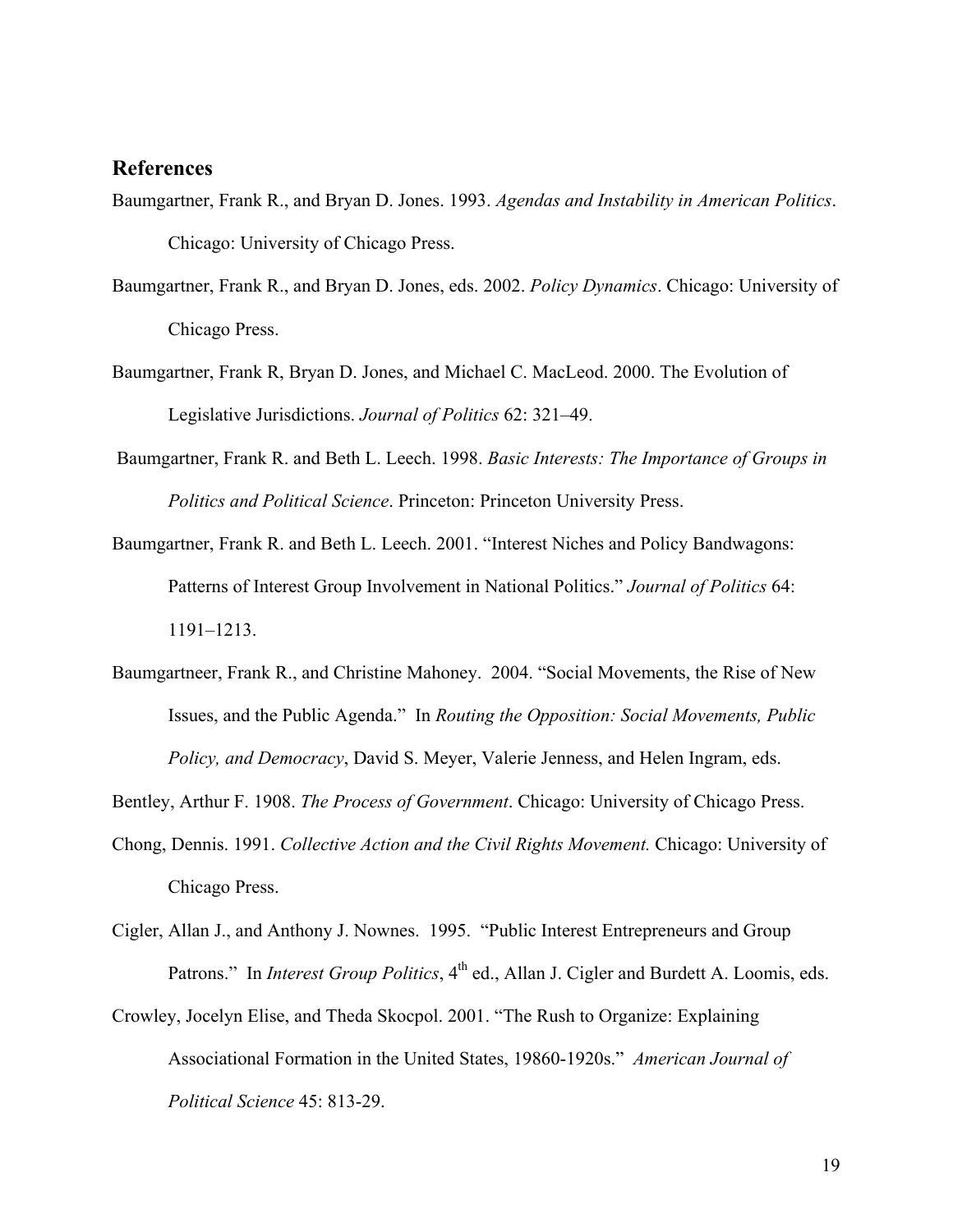## References

Baumgartner, Frank R., and Bryan D. Jones. 1993. *Agendas and Instability in American Politics*. Chicago: University of Chicago Press.

Baumgartner, Frank R., and Bryan D. Jones, eds. 2002. *Policy Dynamics*. Chicago: University of Chicago Press.

Baumgartner, Frank R, Bryan D. Jones, and Michael C. MacLeod. 2000. The Evolution of Legislative Jurisdictions. *Journal of Politics* 62: 321–49.

Baumgartner, Frank R. and Beth L. Leech. 1998. *Basic Interests: The Importance of Groups in Politics and Political Science*. Princeton: Princeton University Press.

Baumgartner, Frank R. and Beth L. Leech. 2001. "Interest Niches and Policy Bandwagons: Patterns of Interest Group Involvement in National Politics." *Journal of Politics* 64: 1191–1213.

Baumgartneer, Frank R., and Christine Mahoney. 2004. "Social Movements, the Rise of New Issues, and the Public Agenda." In *Routing the Opposition: Social Movements, Public Policy, and Democracy*, David S. Meyer, Valerie Jenness, and Helen Ingram, eds.

Bentley, Arthur F. 1908. *The Process of Government*. Chicago: University of Chicago Press.

Chong, Dennis. 1991. *Collective Action and the Civil Rights Movement.* Chicago: University of Chicago Press.

Cigler, Allan J., and Anthony J. Nownes. 1995. "Public Interest Entrepreneurs and Group Patrons." In *Interest Group Politics*, 4th ed., Allan J. Cigler and Burdett A. Loomis, eds.

Crowley, Jocelyn Elise, and Theda Skocpol. 2001. "The Rush to Organize: Explaining Associational Formation in the United States, 19860-1920s." *American Journal of Political Science* 45: 813-29.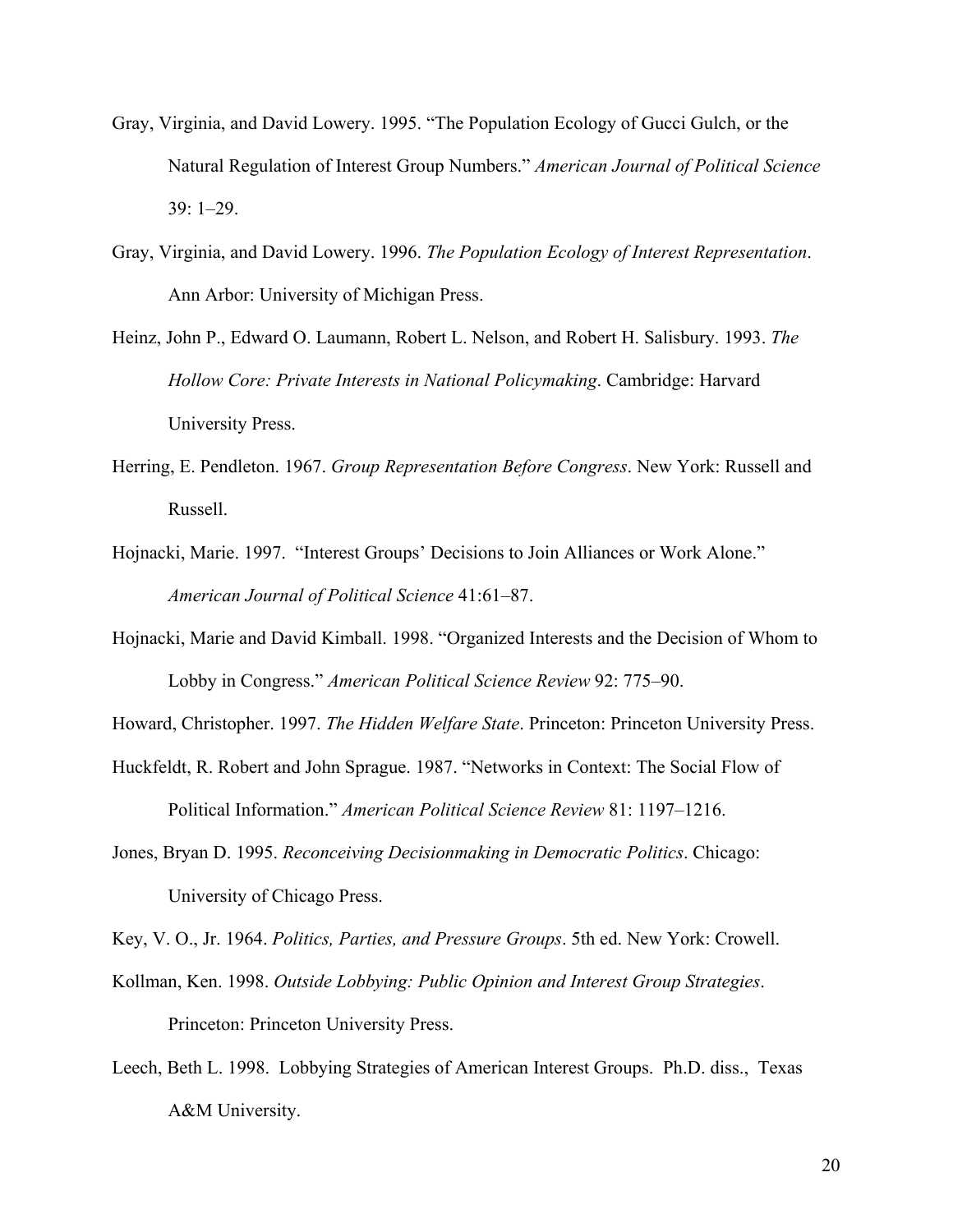Gray, Virginia, and David Lowery. 1995. "The Population Ecology of Gucci Gulch, or the Natural Regulation of Interest Group Numbers." *American Journal of Political Science* 39: 1–29.

Gray, Virginia, and David Lowery. 1996. *The Population Ecology of Interest Representation*. Ann Arbor: University of Michigan Press.

Heinz, John P., Edward O. Laumann, Robert L. Nelson, and Robert H. Salisbury. 1993. *The Hollow Core: Private Interests in National Policymaking*. Cambridge: Harvard University Press.

Herring, E. Pendleton. 1967. *Group Representation Before Congress*. New York: Russell and Russell.

Hojnacki, Marie. 1997. "Interest Groups' Decisions to Join Alliances or Work Alone." *American Journal of Political Science* 41:61–87.

Hojnacki, Marie and David Kimball. 1998. "Organized Interests and the Decision of Whom to Lobby in Congress." *American Political Science Review* 92: 775–90.

Howard, Christopher. 1997. *The Hidden Welfare State*. Princeton: Princeton University Press.

Huckfeldt, R. Robert and John Sprague. 1987. "Networks in Context: The Social Flow of Political Information." *American Political Science Review* 81: 1197–1216.

Jones, Bryan D. 1995. *Reconceiving Decisionmaking in Democratic Politics*. Chicago: University of Chicago Press.

Key, V. O., Jr. 1964. *Politics, Parties, and Pressure Groups*. 5th ed. New York: Crowell.

Kollman, Ken. 1998. *Outside Lobbying: Public Opinion and Interest Group Strategies*. Princeton: Princeton University Press.

Leech, Beth L. 1998. Lobbying Strategies of American Interest Groups. Ph.D. diss., Texas A&M University.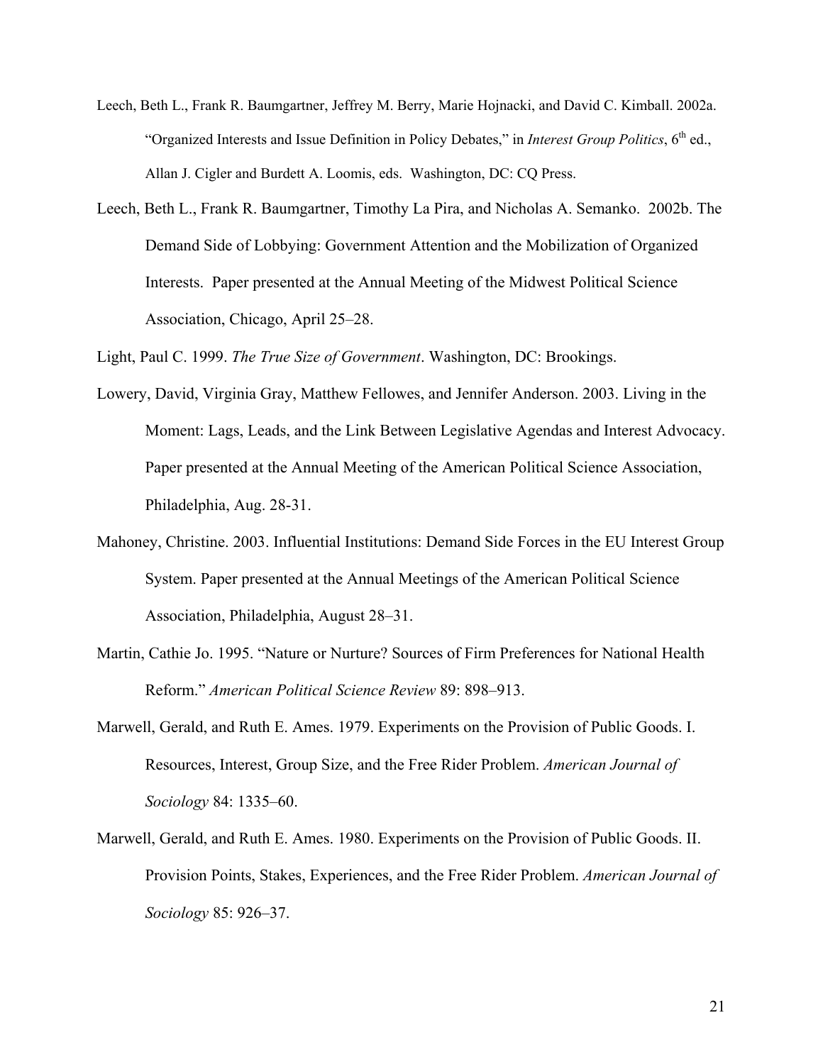Leech, Beth L., Frank R. Baumgartner, Jeffrey M. Berry, Marie Hojnacki, and David C. Kimball. 2002a. "Organized Interests and Issue Definition in Policy Debates," in *Interest Group Politics*, 6th ed., Allan J. Cigler and Burdett A. Loomis, eds. Washington, DC: CQ Press.

Leech, Beth L., Frank R. Baumgartner, Timothy La Pira, and Nicholas A. Semanko. 2002b. The Demand Side of Lobbying: Government Attention and the Mobilization of Organized Interests. Paper presented at the Annual Meeting of the Midwest Political Science Association, Chicago, April 25–28.

Light, Paul C. 1999. *The True Size of Government*. Washington, DC: Brookings.

Lowery, David, Virginia Gray, Matthew Fellowes, and Jennifer Anderson. 2003. Living in the Moment: Lags, Leads, and the Link Between Legislative Agendas and Interest Advocacy. Paper presented at the Annual Meeting of the American Political Science Association, Philadelphia, Aug. 28-31.

Mahoney, Christine. 2003. Influential Institutions: Demand Side Forces in the EU Interest Group System. Paper presented at the Annual Meetings of the American Political Science Association, Philadelphia, August 28–31.

Martin, Cathie Jo. 1995. "Nature or Nurture? Sources of Firm Preferences for National Health Reform." *American Political Science Review* 89: 898–913.

Marwell, Gerald, and Ruth E. Ames. 1979. Experiments on the Provision of Public Goods. I. Resources, Interest, Group Size, and the Free Rider Problem. *American Journal of Sociology* 84: 1335–60.

Marwell, Gerald, and Ruth E. Ames. 1980. Experiments on the Provision of Public Goods. II. Provision Points, Stakes, Experiences, and the Free Rider Problem. *American Journal of Sociology* 85: 926–37.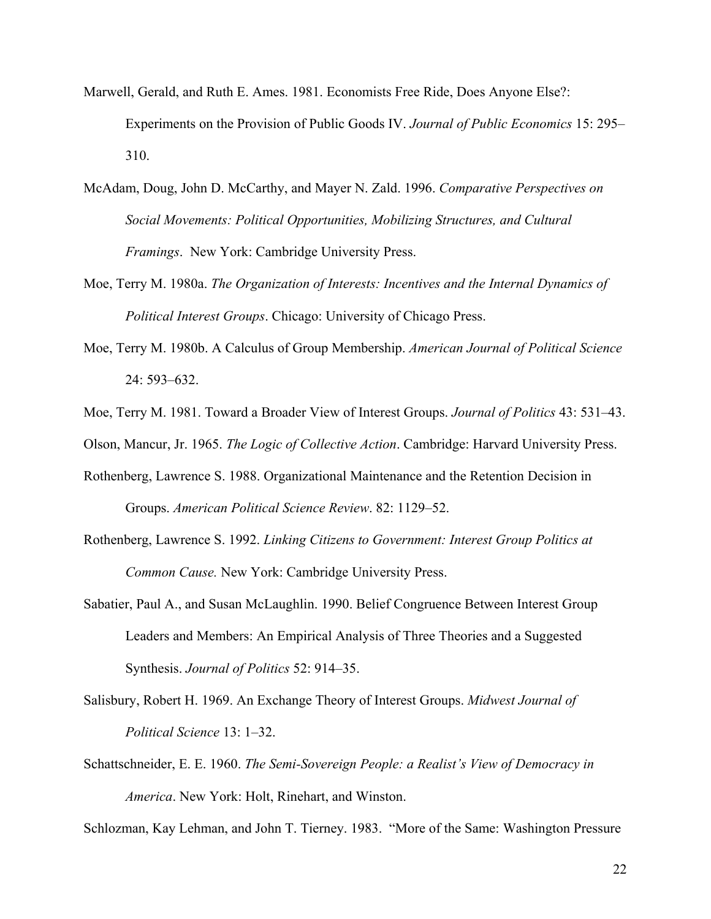Marwell, Gerald, and Ruth E. Ames. 1981. Economists Free Ride, Does Anyone Else?: Experiments on the Provision of Public Goods IV. *Journal of Public Economics* 15: 295–310.

McAdam, Doug, John D. McCarthy, and Mayer N. Zald. 1996. *Comparative Perspectives on Social Movements: Political Opportunities, Mobilizing Structures, and Cultural Framings*. New York: Cambridge University Press.

Moe, Terry M. 1980a. *The Organization of Interests: Incentives and the Internal Dynamics of Political Interest Groups*. Chicago: University of Chicago Press.

Moe, Terry M. 1980b. A Calculus of Group Membership. *American Journal of Political Science* 24: 593–632.

Moe, Terry M. 1981. Toward a Broader View of Interest Groups. *Journal of Politics* 43: 531–43.

Olson, Mancur, Jr. 1965. *The Logic of Collective Action*. Cambridge: Harvard University Press.

Rothenberg, Lawrence S. 1988. Organizational Maintenance and the Retention Decision in Groups. *American Political Science Review*. 82: 1129–52.

Rothenberg, Lawrence S. 1992. *Linking Citizens to Government: Interest Group Politics at Common Cause.* New York: Cambridge University Press.

Sabatier, Paul A., and Susan McLaughlin. 1990. Belief Congruence Between Interest Group Leaders and Members: An Empirical Analysis of Three Theories and a Suggested Synthesis. *Journal of Politics* 52: 914–35.

Salisbury, Robert H. 1969. An Exchange Theory of Interest Groups. *Midwest Journal of Political Science* 13: 1–32.

Schattschneider, E. E. 1960. *The Semi-Sovereign People: a Realist's View of Democracy in America*. New York: Holt, Rinehart, and Winston.

Schlozman, Kay Lehman, and John T. Tierney. 1983. "More of the Same: Washington Pressure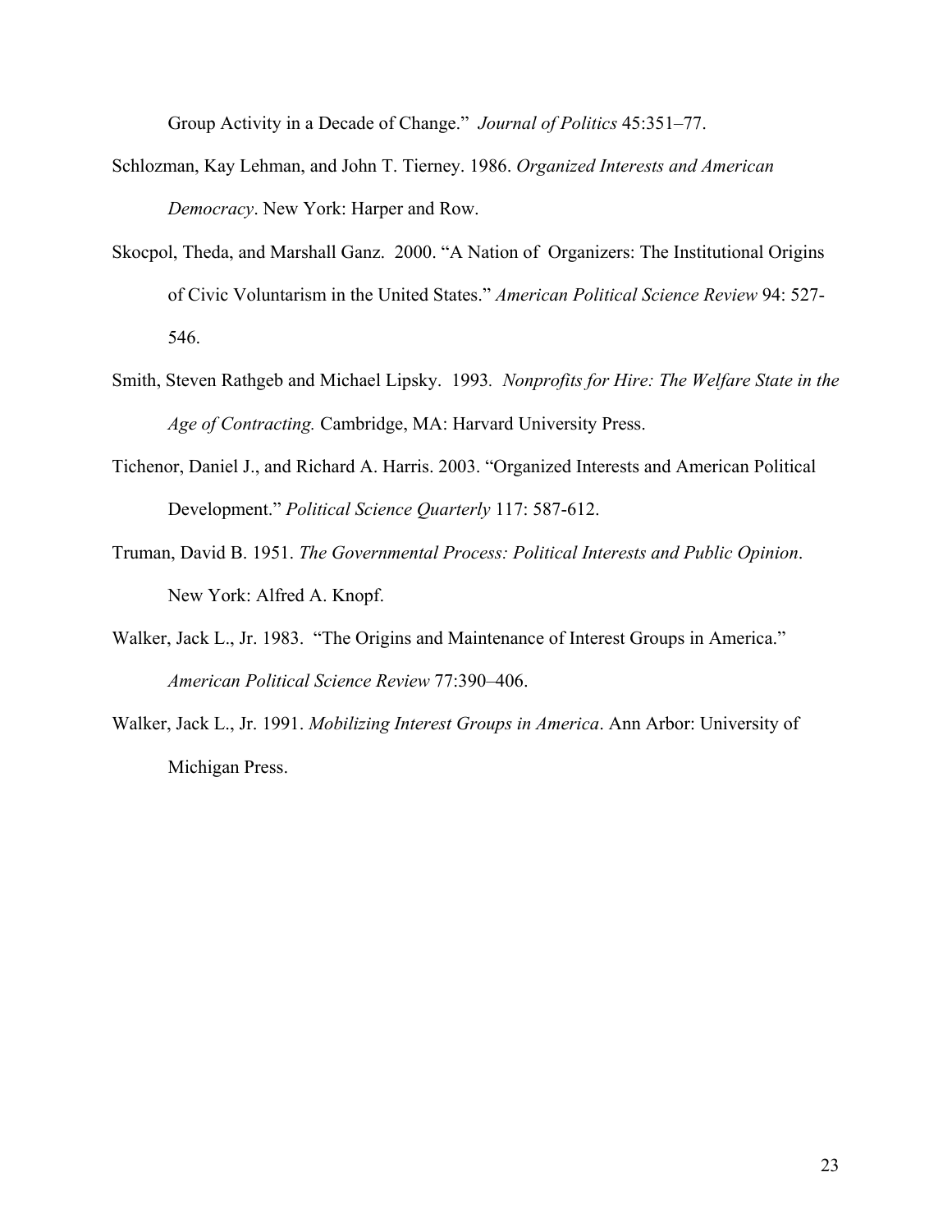Group Activity in a Decade of Change." *Journal of Politics* 45:351–77.

Schlozman, Kay Lehman, and John T. Tierney. 1986. *Organized Interests and American Democracy*. New York: Harper and Row.

Skocpol, Theda, and Marshall Ganz. 2000. "A Nation of Organizers: The Institutional Origins of Civic Voluntarism in the United States." *American Political Science Review* 94: 527-546.

Smith, Steven Rathgeb and Michael Lipsky. 1993. *Nonprofits for Hire: The Welfare State in the Age of Contracting.* Cambridge, MA: Harvard University Press.

Tichenor, Daniel J., and Richard A. Harris. 2003. "Organized Interests and American Political Development." *Political Science Quarterly* 117: 587-612.

Truman, David B. 1951. *The Governmental Process: Political Interests and Public Opinion*. New York: Alfred A. Knopf.

Walker, Jack L., Jr. 1983. "The Origins and Maintenance of Interest Groups in America." *American Political Science Review* 77:390–406.

Walker, Jack L., Jr. 1991. *Mobilizing Interest Groups in America*. Ann Arbor: University of Michigan Press.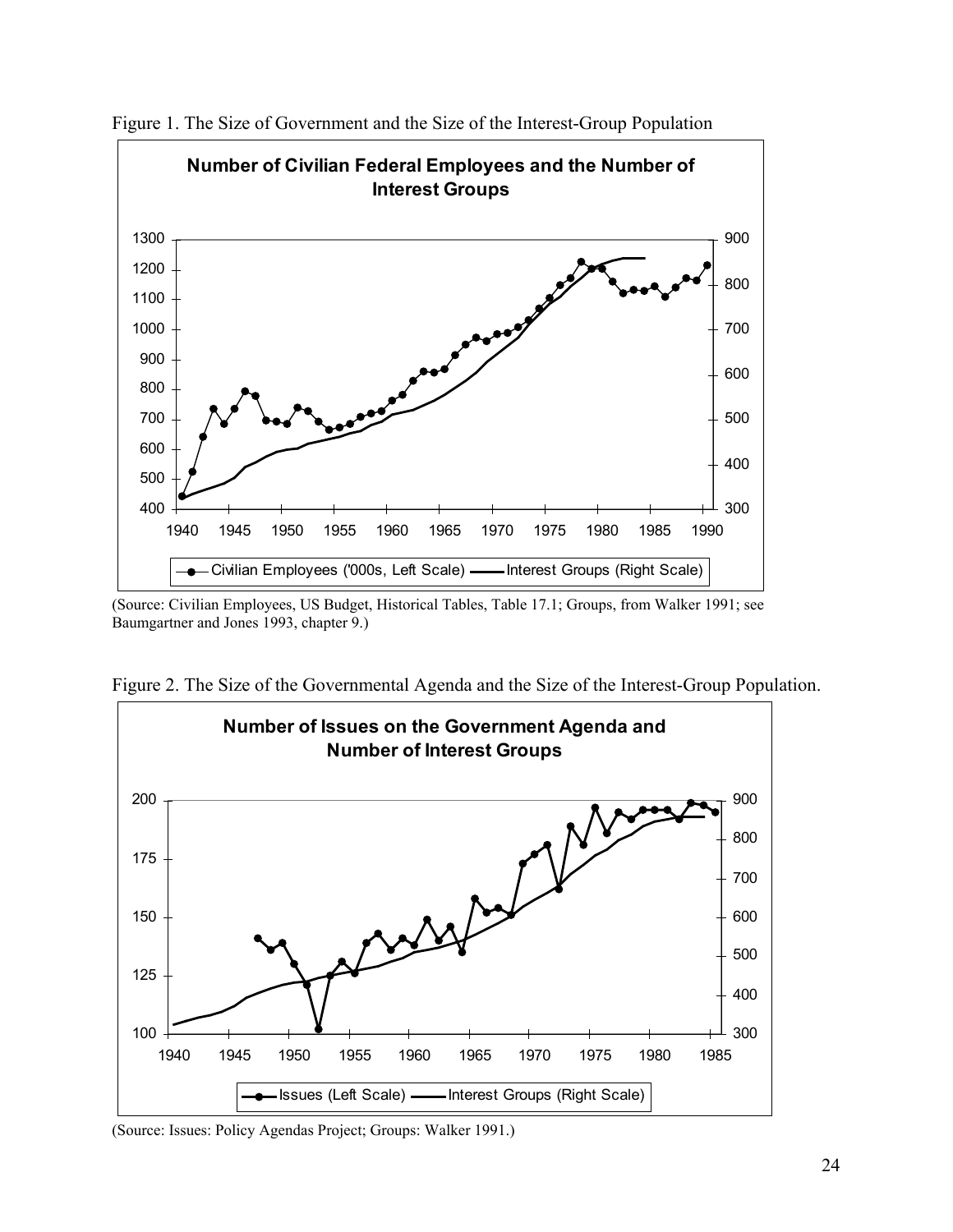Figure 1. The Size of Government and the Size of the Interest-Group Population

**Number of Civilian Federal Employees and the Number of Interest Groups**

(Source: Civilian Employees, US Budget, Historical Tables, Table 17.1; Groups, from Walker 1991; see Baumgartner and Jones 1993, chapter 9.)

Figure 2. The Size of the Governmental Agenda and the Size of the Interest-Group Population.

**Number of Issues on the Government Agenda and Number of Interest Groups**

(Source: Issues: Policy Agendas Project; Groups: Walker 1991.)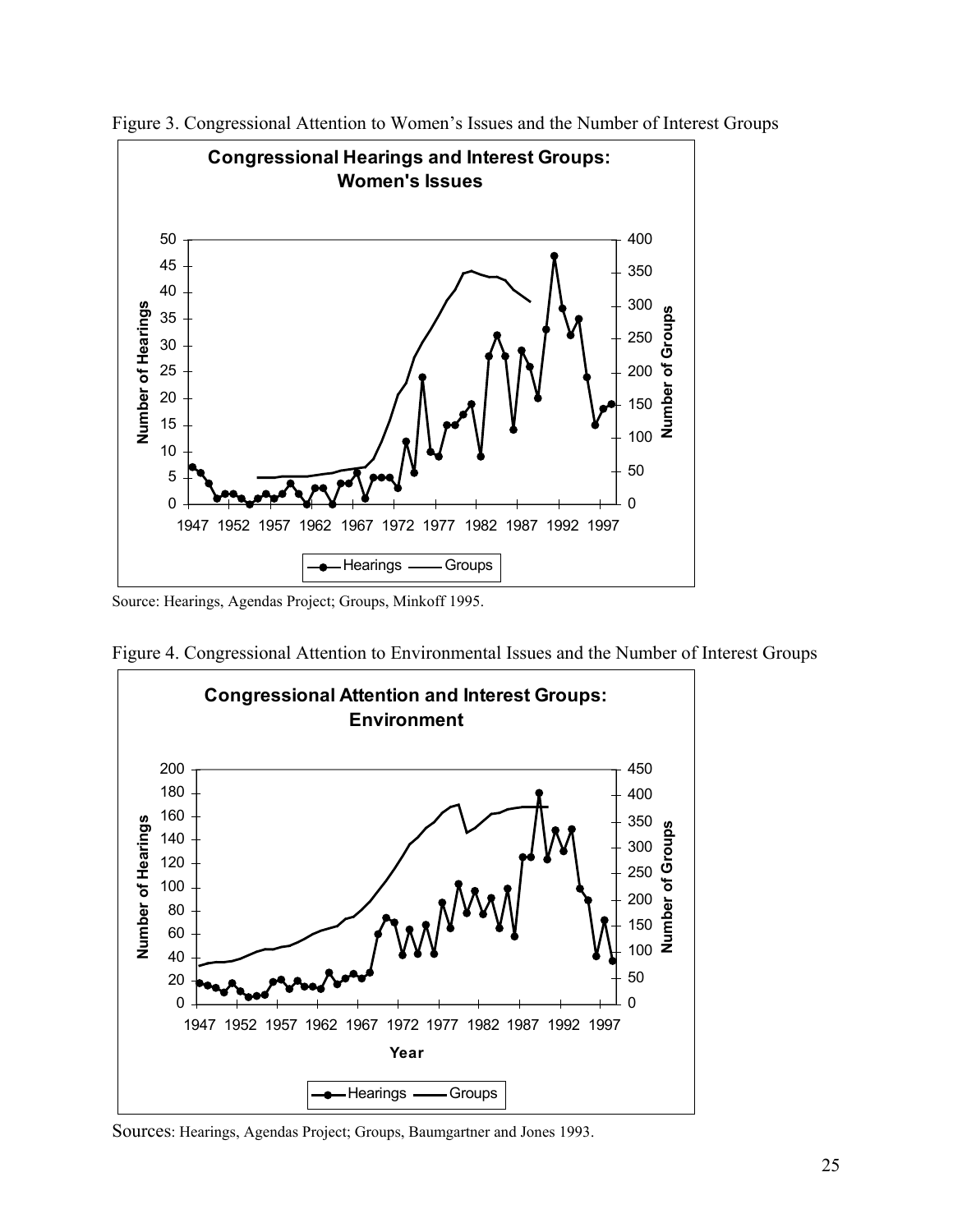Figure 3. Congressional Attention to Women's Issues and the Number of Interest Groups

Source: Hearings, Agendas Project; Groups, Minkoff 1995.

Figure 4. Congressional Attention to Environmental Issues and the Number of Interest Groups

Sources: Hearings, Agendas Project; Groups, Baumgartner and Jones 1993.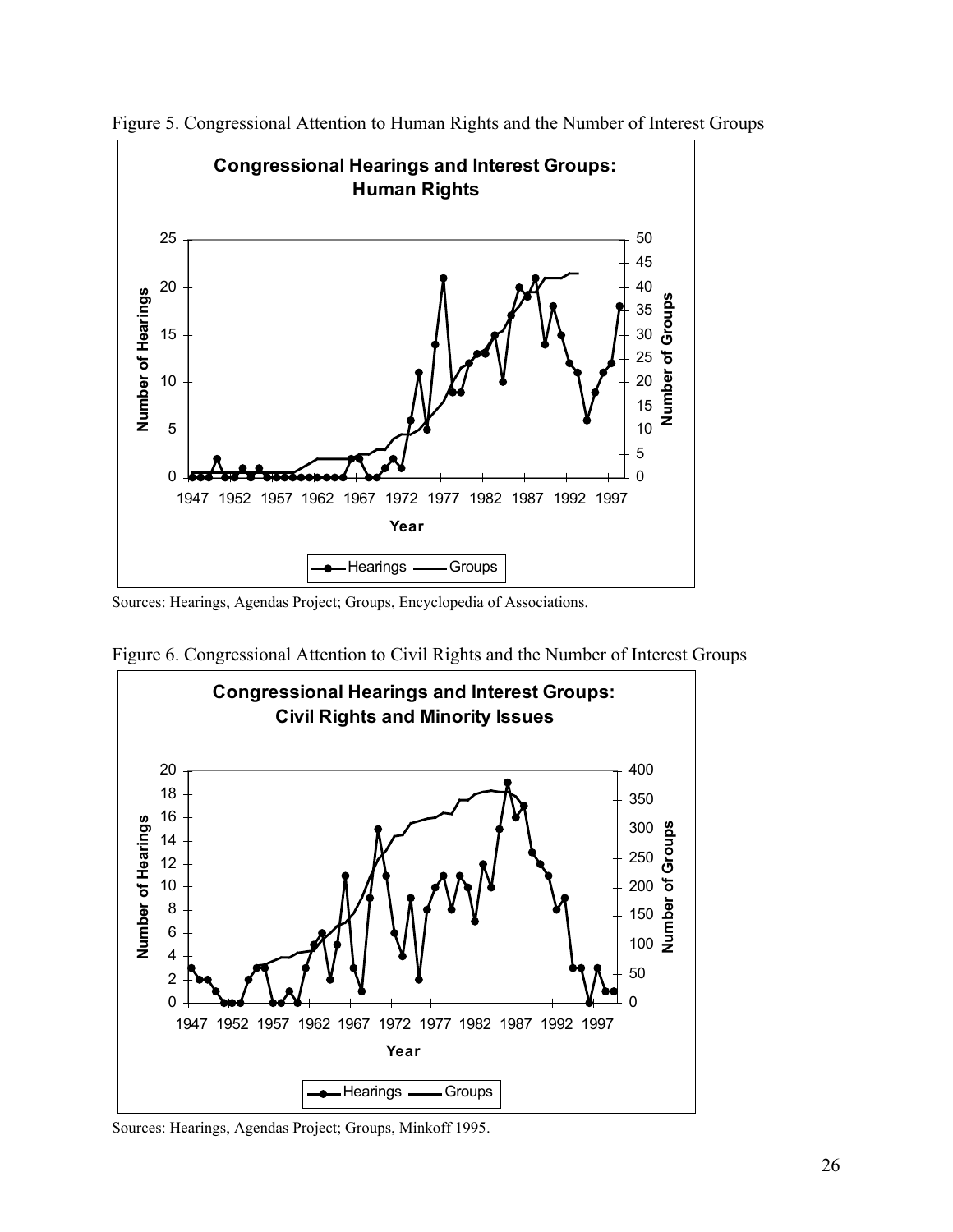Figure 5. Congressional Attention to Human Rights and the Number of Interest Groups

Sources: Hearings, Agendas Project; Groups, Encyclopedia of Associations.

Figure 6. Congressional Attention to Civil Rights and the Number of Interest Groups

Sources: Hearings, Agendas Project; Groups, Minkoff 1995.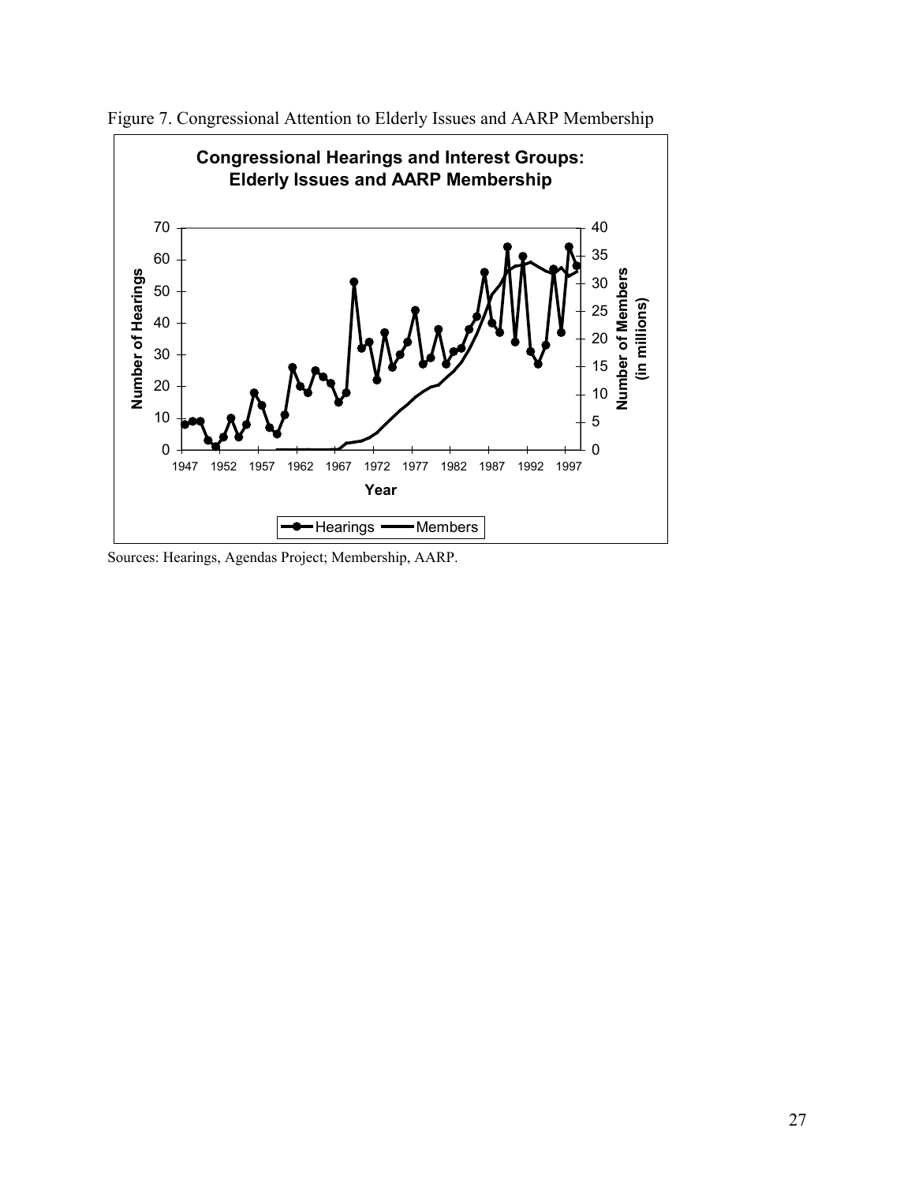Figure 7. Congressional Attention to Elderly Issues and AARP Membership

Sources: Hearings, Agendas Project; Membership, AARP.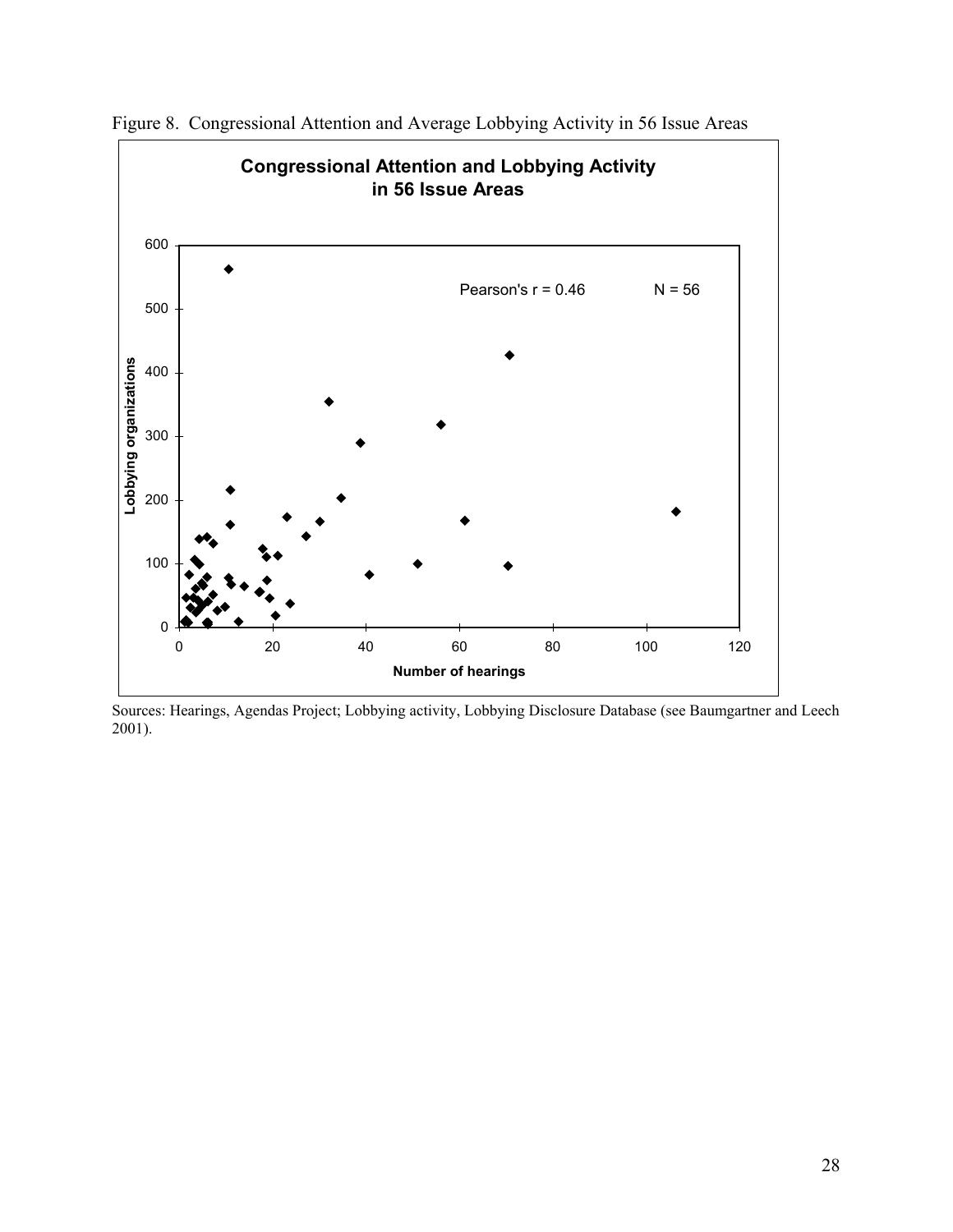Figure 8. Congressional Attention and Average Lobbying Activity in 56 Issue Areas

**Congressional Attention and Lobbying Activity in 56 Issue Areas**

Pearson's r = 0.46

N = 56

Lobbying organizations

0
100
200
300
400
500
600

Number of hearings

0
20
40
60
80
100
120

Sources: Hearings, Agendas Project; Lobbying activity, Lobbying Disclosure Database (see Baumgartner and Leech 2001).